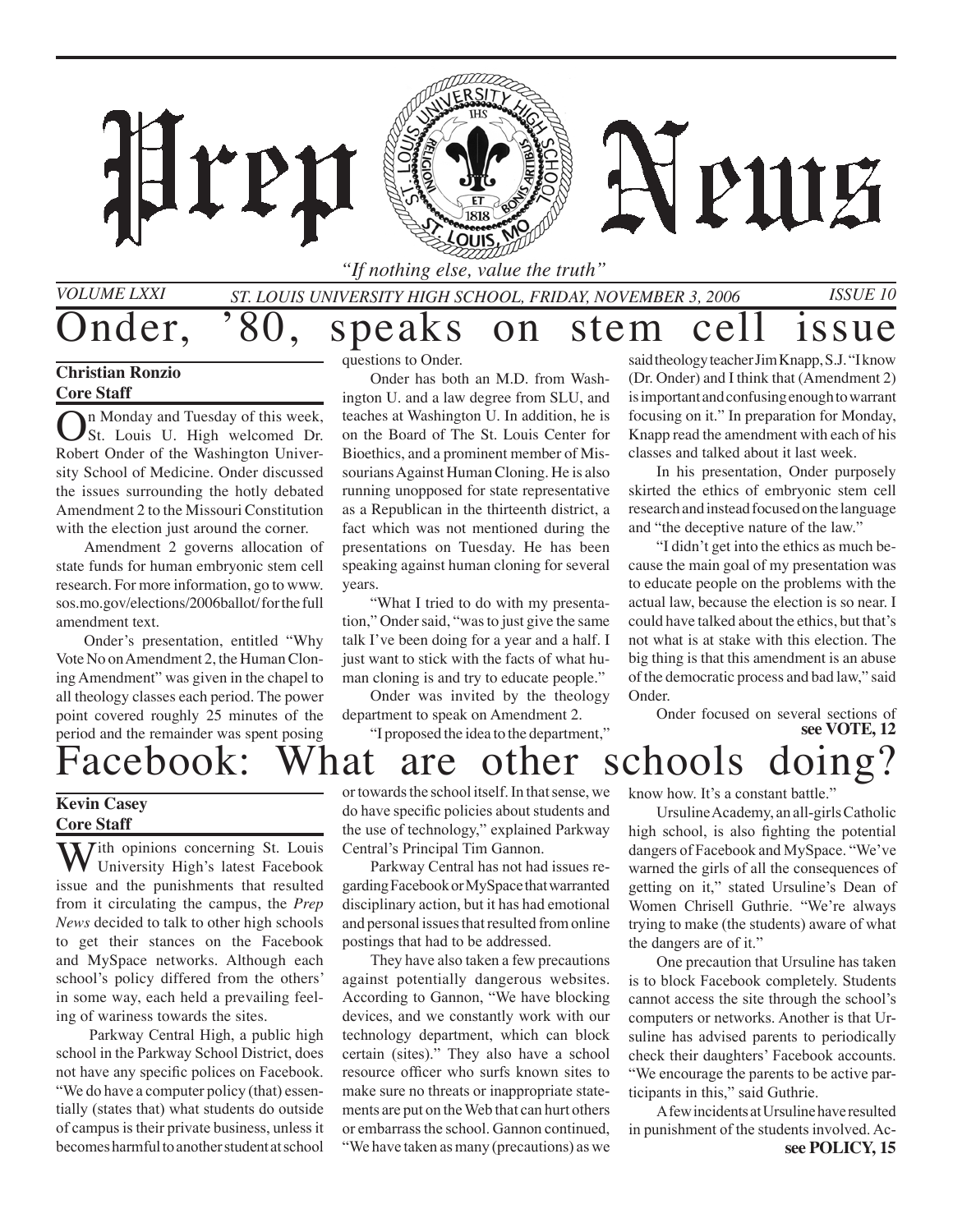# Prep News

*"If nothing else, value the truth"*

*VOLUME LXXI* *ST. LOUIS UNIVERSITY HIGH SCHOOL, FRIDAY, NOVEMBER 3, 2006* *ISSUE 10*

## Onder, '80, speaks on stem cell issue

**Christian Ronzio**
**Core Staff**

On Monday and Tuesday of this week, St. Louis U. High welcomed Dr. Robert Onder of the Washington University School of Medicine. Onder discussed the issues surrounding the hotly debated Amendment 2 to the Missouri Constitution with the election just around the corner.

Amendment 2 governs allocation of state funds for human embryonic stem cell research. For more information, go to www.sos.mo.gov/elections/2006ballot/ for the full amendment text.

Onder's presentation, entitled "Why Vote No on Amendment 2, the Human Cloning Amendment" was given in the chapel to all theology classes each period. The power point covered roughly 25 minutes of the period and the remainder was spent posing questions to Onder.

Onder has both an M.D. from Washington U. and a law degree from SLU, and teaches at Washington U. In addition, he is on the Board of The St. Louis Center for Bioethics, and a prominent member of Missourians Against Human Cloning. He is also running unopposed for state representative as a Republican in the thirteenth district, a fact which was not mentioned during the presentations on Tuesday. He has been speaking against human cloning for several years.

"What I tried to do with my presentation," Onder said, "was to just give the same talk I've been doing for a year and a half. I just want to stick with the facts of what human cloning is and try to educate people."

Onder was invited by the theology department to speak on Amendment 2.

"I proposed the idea to the department," said theology teacher Jim Knapp, S.J. "I know (Dr. Onder) and I think that (Amendment 2) is important and confusing enough to warrant focusing on it." In preparation for Monday, Knapp read the amendment with each of his classes and talked about it last week.

In his presentation, Onder purposely skirted the ethics of embryonic stem cell research and instead focused on the language and "the deceptive nature of the law."

"I didn't get into the ethics as much because the main goal of my presentation was to educate people on the problems with the actual law, because the election is so near. I could have talked about the ethics, but that's not what is at stake with this election. The big thing is that this amendment is an abuse of the democratic process and bad law," said Onder.

Onder focused on several sections of

**see VOTE, 12**

## Facebook: What are other schools doing?

**Kevin Casey**
**Core Staff**

With opinions concerning St. Louis University High's latest Facebook issue and the punishments that resulted from it circulating the campus, the *Prep News* decided to talk to other high schools to get their stances on the Facebook and MySpace networks. Although each school's policy differed from the others' in some way, each held a prevailing feeling of wariness towards the sites.

Parkway Central High, a public high school in the Parkway School District, does not have any specific polices on Facebook. "We do have a computer policy (that) essentially (states that) what students do outside of campus is their private business, unless it becomes harmful to another student at school or towards the school itself. In that sense, we do have specific policies about students and the use of technology," explained Parkway Central's Principal Tim Gannon.

Parkway Central has not had issues regarding Facebook or MySpace that warranted disciplinary action, but it has had emotional and personal issues that resulted from online postings that had to be addressed.

They have also taken a few precautions against potentially dangerous websites. According to Gannon, "We have blocking devices, and we constantly work with our technology department, which can block certain (sites)." They also have a school resource officer who surfs known sites to make sure no threats or inappropriate statements are put on the Web that can hurt others or embarrass the school. Gannon continued, "We have taken as many (precautions) as we know how. It's a constant battle."

Ursuline Academy, an all-girls Catholic high school, is also fighting the potential dangers of Facebook and MySpace. "We've warned the girls of all the consequences of getting on it," stated Ursuline's Dean of Women Chrisell Guthrie. "We're always trying to make (the students) aware of what the dangers are of it."

One precaution that Ursuline has taken is to block Facebook completely. Students cannot access the site through the school's computers or networks. Another is that Ursuline has advised parents to periodically check their daughters' Facebook accounts. "We encourage the parents to be active participants in this," said Guthrie.

A few incidents at Ursuline have resulted in punishment of the students involved. Ac-

**see POLICY, 15**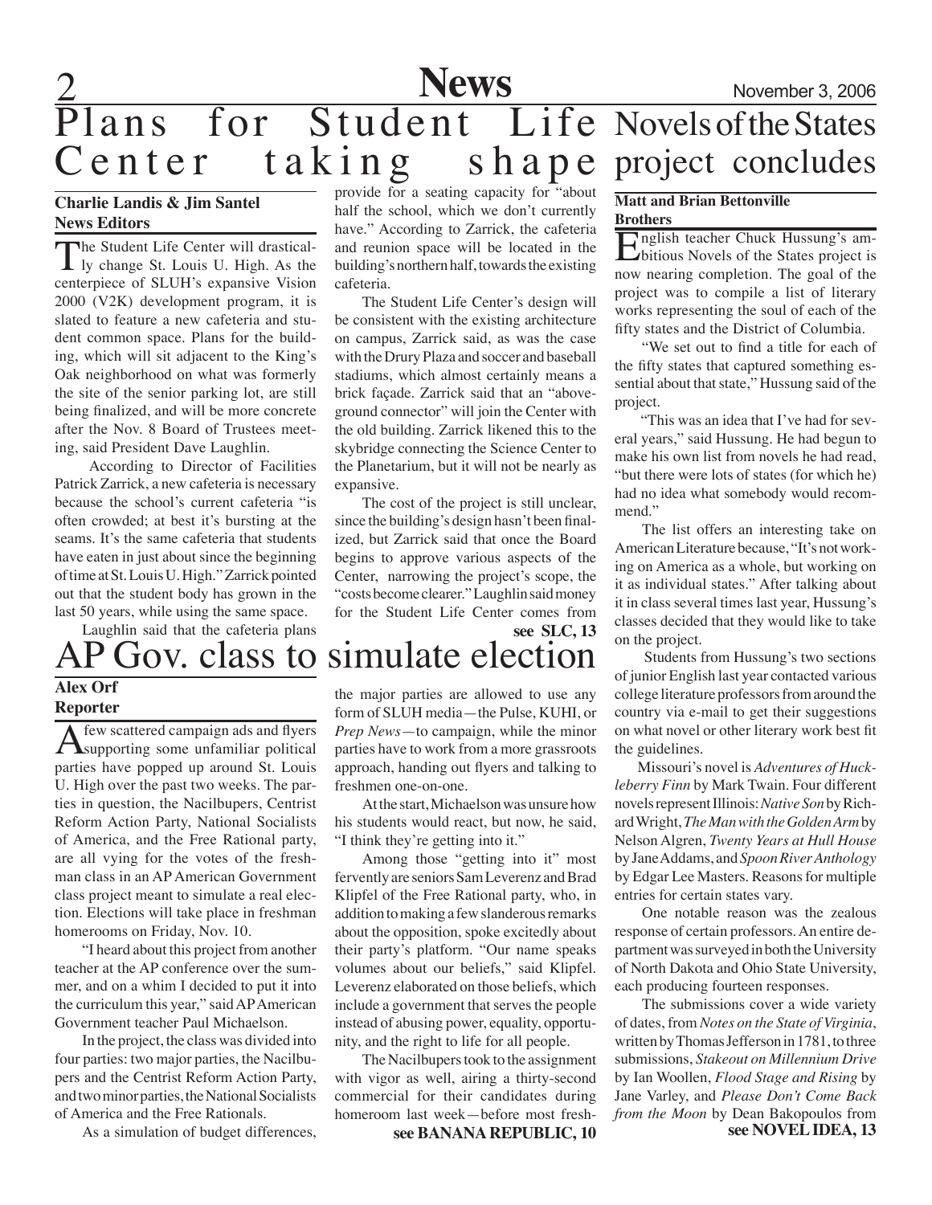# Plans for Student Life Center taking shape

**Charlie Landis & Jim Santel**
**News Editors**

The Student Life Center will drastically change St. Louis U. High. As the centerpiece of SLUH's expansive Vision 2000 (V2K) development program, it is slated to feature a new cafeteria and student common space. Plans for the building, which will sit adjacent to the King's Oak neighborhood on what was formerly the site of the senior parking lot, are still being finalized, and will be more concrete after the Nov. 8 Board of Trustees meeting, said President Dave Laughlin.

According to Director of Facilities Patrick Zarrick, a new cafeteria is necessary because the school's current cafeteria "is often crowded; at best it's bursting at the seams. It's the same cafeteria that students have eaten in just about since the beginning of time at St. Louis U. High." Zarrick pointed out that the student body has grown in the last 50 years, while using the same space.

Laughlin said that the cafeteria plans provide for a seating capacity for "about half the school, which we don't currently have." According to Zarrick, the cafeteria and reunion space will be located in the building's northern half, towards the existing cafeteria.

The Student Life Center's design will be consistent with the existing architecture on campus, Zarrick said, as was the case with the Drury Plaza and soccer and baseball stadiums, which almost certainly means a brick façade. Zarrick said that an "above-ground connector" will join the Center with the old building. Zarrick likened this to the skybridge connecting the Science Center to the Planetarium, but it will not be nearly as expansive.

The cost of the project is still unclear, since the building's design hasn't been finalized, but Zarrick said that once the Board begins to approve various aspects of the Center, narrowing the project's scope, the "costs become clearer." Laughlin said money for the Student Life Center comes from

**see SLC, 13**

# AP Gov. class to simulate election

**Alex Orf**
**Reporter**

A few scattered campaign ads and flyers supporting some unfamiliar political parties have popped up around St. Louis U. High over the past two weeks. The parties in question, the Nacilbupers, Centrist Reform Action Party, National Socialists of America, and the Free Rational party, are all vying for the votes of the freshman class in an AP American Government class project meant to simulate a real election. Elections will take place in freshman homerooms on Friday, Nov. 10.

"I heard about this project from another teacher at the AP conference over the summer, and on a whim I decided to put it into the curriculum this year," said AP American Government teacher Paul Michaelson.

In the project, the class was divided into four parties: two major parties, the Nacilbupers and the Centrist Reform Action Party, and two minor parties, the National Socialists of America and the Free Rationals.

As a simulation of budget differences, the major parties are allowed to use any form of SLUH media—the Pulse, KUHI, or *Prep News*—to campaign, while the minor parties have to work from a more grassroots approach, handing out flyers and talking to freshmen one-on-one.

At the start, Michaelson was unsure how his students would react, but now, he said, "I think they're getting into it."

Among those "getting into it" most fervently are seniors Sam Leverenz and Brad Klipfel of the Free Rational party, who, in addition to making a few slanderous remarks about the opposition, spoke excitedly about their party's platform. "Our name speaks volumes about our beliefs," said Klipfel. Leverenz elaborated on those beliefs, which include a government that serves the people instead of abusing power, equality, opportunity, and the right to life for all people.

The Nacilbupers took to the assignment with vigor as well, airing a thirty-second commercial for their candidates during homeroom last week—before most fresh-

**see BANANA REPUBLIC, 10**

# Novels of the States project concludes

**Matt and Brian Bettonville**
**Brothers**

English teacher Chuck Hussung's ambitious Novels of the States project is now nearing completion. The goal of the project was to compile a list of literary works representing the soul of each of the fifty states and the District of Columbia.

"We set out to find a title for each of the fifty states that captured something essential about that state," Hussung said of the project.

"This was an idea that I've had for several years," said Hussung. He had begun to make his own list from novels he had read, "but there were lots of states (for which he) had no idea what somebody would recommend."

The list offers an interesting take on American Literature because, "It's not working on America as a whole, but working on it as individual states." After talking about it in class several times last year, Hussung's classes decided that they would like to take on the project.

Students from Hussung's two sections of junior English last year contacted various college literature professors from around the country via e-mail to get their suggestions on what novel or other literary work best fit the guidelines.

Missouri's novel is *Adventures of Huckleberry Finn* by Mark Twain. Four different novels represent Illinois: *Native Son* by Richard Wright, *The Man with the Golden Arm* by Nelson Algren, *Twenty Years at Hull House* by Jane Addams, and *Spoon River Anthology* by Edgar Lee Masters. Reasons for multiple entries for certain states vary.

One notable reason was the zealous response of certain professors. An entire department was surveyed in both the University of North Dakota and Ohio State University, each producing fourteen responses.

The submissions cover a wide variety of dates, from *Notes on the State of Virginia*, written by Thomas Jefferson in 1781, to three submissions, *Stakeout on Millennium Drive* by Ian Woollen, *Flood Stage and Rising* by Jane Varley, and *Please Don't Come Back from the Moon* by Dean Bakopoulos from

**see NOVEL IDEA, 13**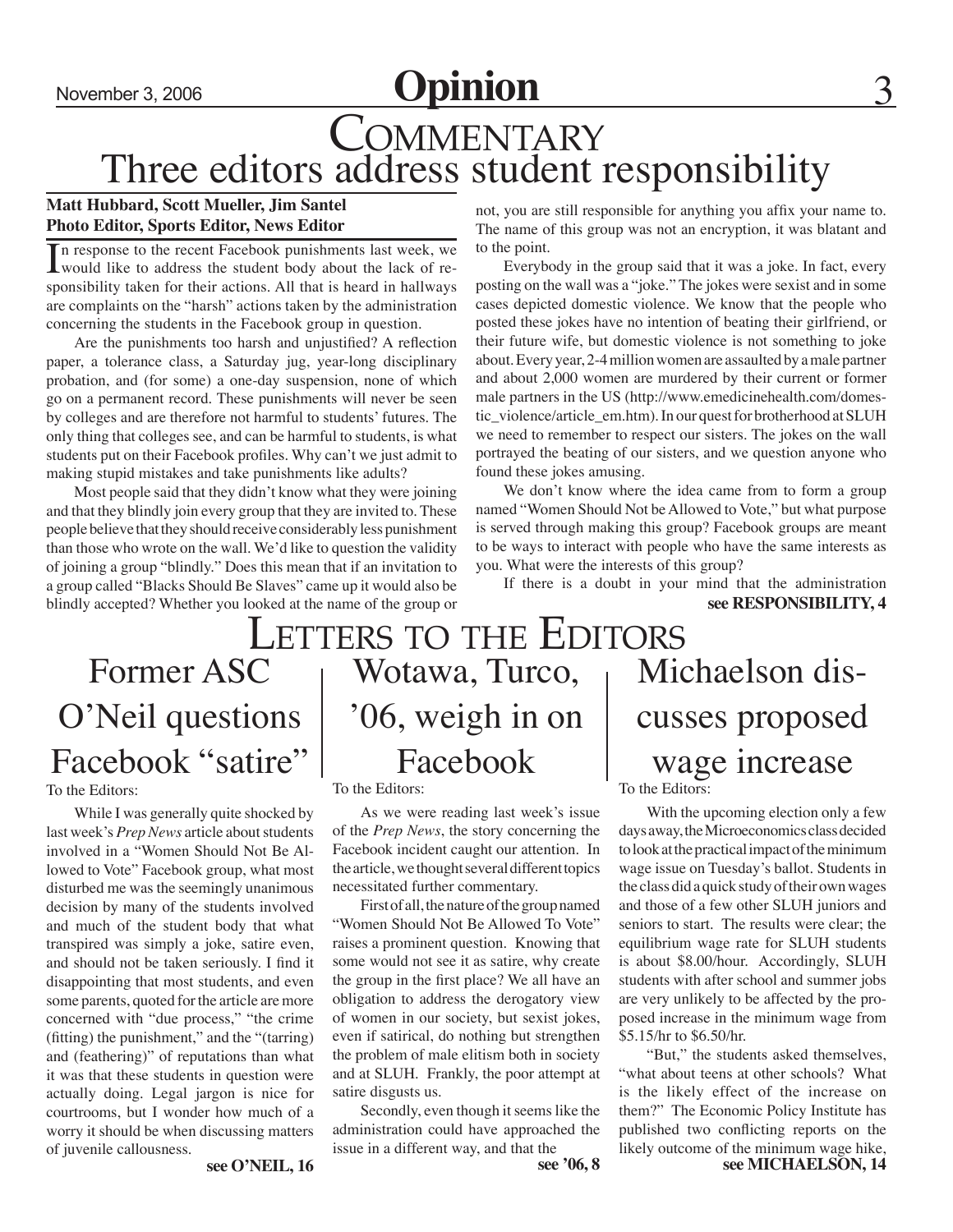# Opinion

## Commentary

# Three editors address student responsibility

**Matt Hubbard, Scott Mueller, Jim Santel**
**Photo Editor, Sports Editor, News Editor**

In response to the recent Facebook punishments last week, we would like to address the student body about the lack of responsibility taken for their actions. All that is heard in hallways are complaints on the "harsh" actions taken by the administration concerning the students in the Facebook group in question.

Are the punishments too harsh and unjustified? A reflection paper, a tolerance class, a Saturday jug, year-long disciplinary probation, and (for some) a one-day suspension, none of which go on a permanent record. These punishments will never be seen by colleges and are therefore not harmful to students' futures. The only thing that colleges see, and can be harmful to students, is what students put on their Facebook profiles. Why can't we just admit to making stupid mistakes and take punishments like adults?

Most people said that they didn't know what they were joining and that they blindly join every group that they are invited to. These people believe that they should receive considerably less punishment than those who wrote on the wall. We'd like to question the validity of joining a group "blindly." Does this mean that if an invitation to a group called "Blacks Should Be Slaves" came up it would also be blindly accepted? Whether you looked at the name of the group or not, you are still responsible for anything you affix your name to. The name of this group was not an encryption, it was blatant and to the point.

Everybody in the group said that it was a joke. In fact, every posting on the wall was a "joke." The jokes were sexist and in some cases depicted domestic violence. We know that the people who posted these jokes have no intention of beating their girlfriend, or their future wife, but domestic violence is not something to joke about. Every year, 2-4 million women are assaulted by a male partner and about 2,000 women are murdered by their current or former male partners in the US (http://www.emedicinehealth.com/domestic_violence/article_em.htm). In our quest for brotherhood at SLUH we need to remember to respect our sisters. The jokes on the wall portrayed the beating of our sisters, and we question anyone who found these jokes amusing.

We don't know where the idea came from to form a group named "Women Should Not be Allowed to Vote," but what purpose is served through making this group? Facebook groups are meant to be ways to interact with people who have the same interests as you. What were the interests of this group?

If there is a doubt in your mind that the administration

**see RESPONSIBILITY, 4**

## Letters to the Editors

### Former ASC O'Neil questions Facebook "satire"

To the Editors:

While I was generally quite shocked by last week's *Prep News* article about students involved in a "Women Should Not Be Allowed to Vote" Facebook group, what most disturbed me was the seemingly unanimous decision by many of the students involved and much of the student body that what transpired was simply a joke, satire even, and should not be taken seriously. I find it disappointing that most students, and even some parents, quoted for the article are more concerned with "due process," "the crime (fitting) the punishment," and the "(tarring) and (feathering)" of reputations than what it was that these students in question were actually doing. Legal jargon is nice for courtrooms, but I wonder how much of a worry it should be when discussing matters of juvenile callousness.

**see O'NEIL, 16**

### Wotawa, Turco, '06, weigh in on Facebook

To the Editors:

As we were reading last week's issue of the *Prep News*, the story concerning the Facebook incident caught our attention. In the article, we thought several different topics necessitated further commentary.

First of all, the nature of the group named "Women Should Not Be Allowed To Vote" raises a prominent question. Knowing that some would not see it as satire, why create the group in the first place? We all have an obligation to address the derogatory view of women in our society, but sexist jokes, even if satirical, do nothing but strengthen the problem of male elitism both in society and at SLUH. Frankly, the poor attempt at satire disgusts us.

Secondly, even though it seems like the administration could have approached the issue in a different way, and that the

**see '06, 8**

### Michaelson discusses proposed wage increase

To the Editors:

With the upcoming election only a few days away, the Microeconomics class decided to look at the practical impact of the minimum wage issue on Tuesday's ballot. Students in the class did a quick study of their own wages and those of a few other SLUH juniors and seniors to start. The results were clear; the equilibrium wage rate for SLUH students is about $8.00/hour. Accordingly, SLUH students with after school and summer jobs are very unlikely to be affected by the proposed increase in the minimum wage from $5.15/hr to $6.50/hr.

"But," the students asked themselves, "what about teens at other schools? What is the likely effect of the increase on them?" The Economic Policy Institute has published two conflicting reports on the likely outcome of the minimum wage hike,

**see MICHAELSON, 14**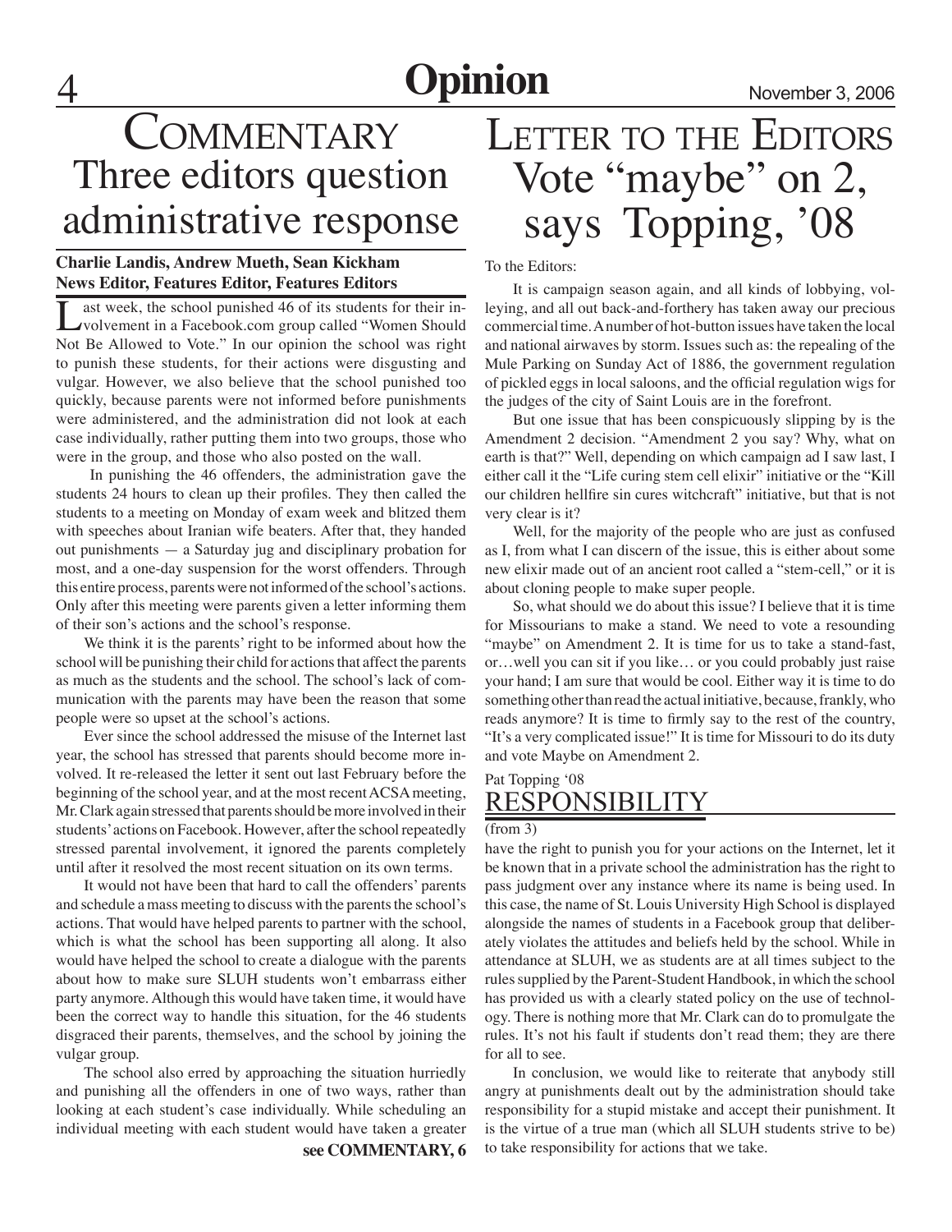# Opinion

## Commentary
## Three editors question administrative response

**Charlie Landis, Andrew Mueth, Sean Kickham**
**News Editor, Features Editor, Features Editors**

Last week, the school punished 46 of its students for their involvement in a Facebook.com group called "Women Should Not Be Allowed to Vote." In our opinion the school was right to punish these students, for their actions were disgusting and vulgar. However, we also believe that the school punished too quickly, because parents were not informed before punishments were administered, and the administration did not look at each case individually, rather putting them into two groups, those who were in the group, and those who also posted on the wall.

In punishing the 46 offenders, the administration gave the students 24 hours to clean up their profiles. They then called the students to a meeting on Monday of exam week and blitzed them with speeches about Iranian wife beaters. After that, they handed out punishments — a Saturday jug and disciplinary probation for most, and a one-day suspension for the worst offenders. Through this entire process, parents were not informed of the school's actions. Only after this meeting were parents given a letter informing them of their son's actions and the school's response.

We think it is the parents' right to be informed about how the school will be punishing their child for actions that affect the parents as much as the students and the school. The school's lack of communication with the parents may have been the reason that some people were so upset at the school's actions.

Ever since the school addressed the misuse of the Internet last year, the school has stressed that parents should become more involved. It re-released the letter it sent out last February before the beginning of the school year, and at the most recent ACSA meeting, Mr. Clark again stressed that parents should be more involved in their students' actions on Facebook. However, after the school repeatedly stressed parental involvement, it ignored the parents completely until after it resolved the most recent situation on its own terms.

It would not have been that hard to call the offenders' parents and schedule a mass meeting to discuss with the parents the school's actions. That would have helped parents to partner with the school, which is what the school has been supporting all along. It also would have helped the school to create a dialogue with the parents about how to make sure SLUH students won't embarrass either party anymore. Although this would have taken time, it would have been the correct way to handle this situation, for the 46 students disgraced their parents, themselves, and the school by joining the vulgar group.

The school also erred by approaching the situation hurriedly and punishing all the offenders in one of two ways, rather than looking at each student's case individually. While scheduling an individual meeting with each student would have taken a greater

**see COMMENTARY, 6**

## Letter to the Editors
## Vote "maybe" on 2, says Topping, '08

To the Editors:

It is campaign season again, and all kinds of lobbying, volleying, and all out back-and-forthery has taken away our precious commercial time. A number of hot-button issues have taken the local and national airwaves by storm. Issues such as: the repealing of the Mule Parking on Sunday Act of 1886, the government regulation of pickled eggs in local saloons, and the official regulation wigs for the judges of the city of Saint Louis are in the forefront.

But one issue that has been conspicuously slipping by is the Amendment 2 decision. "Amendment 2 you say? Why, what on earth is that?" Well, depending on which campaign ad I saw last, I either call it the "Life curing stem cell elixir" initiative or the "Kill our children hellfire sin cures witchcraft" initiative, but that is not very clear is it?

Well, for the majority of the people who are just as confused as I, from what I can discern of the issue, this is either about some new elixir made out of an ancient root called a "stem-cell," or it is about cloning people to make super people.

So, what should we do about this issue? I believe that it is time for Missourians to make a stand. We need to vote a resounding "maybe" on Amendment 2. It is time for us to take a stand-fast, or…well you can sit if you like… or you could probably just raise your hand; I am sure that would be cool. Either way it is time to do something other than read the actual initiative, because, frankly, who reads anymore? It is time to firmly say to the rest of the country, "It's a very complicated issue!" It is time for Missouri to do its duty and vote Maybe on Amendment 2.

Pat Topping '08

## RESPONSIBILITY

(from 3)

have the right to punish you for your actions on the Internet, let it be known that in a private school the administration has the right to pass judgment over any instance where its name is being used. In this case, the name of St. Louis University High School is displayed alongside the names of students in a Facebook group that deliberately violates the attitudes and beliefs held by the school. While in attendance at SLUH, we as students are at all times subject to the rules supplied by the Parent-Student Handbook, in which the school has provided us with a clearly stated policy on the use of technology. There is nothing more that Mr. Clark can do to promulgate the rules. It's not his fault if students don't read them; they are there for all to see.

In conclusion, we would like to reiterate that anybody still angry at punishments dealt out by the administration should take responsibility for a stupid mistake and accept their punishment. It is the virtue of a true man (which all SLUH students strive to be) to take responsibility for actions that we take.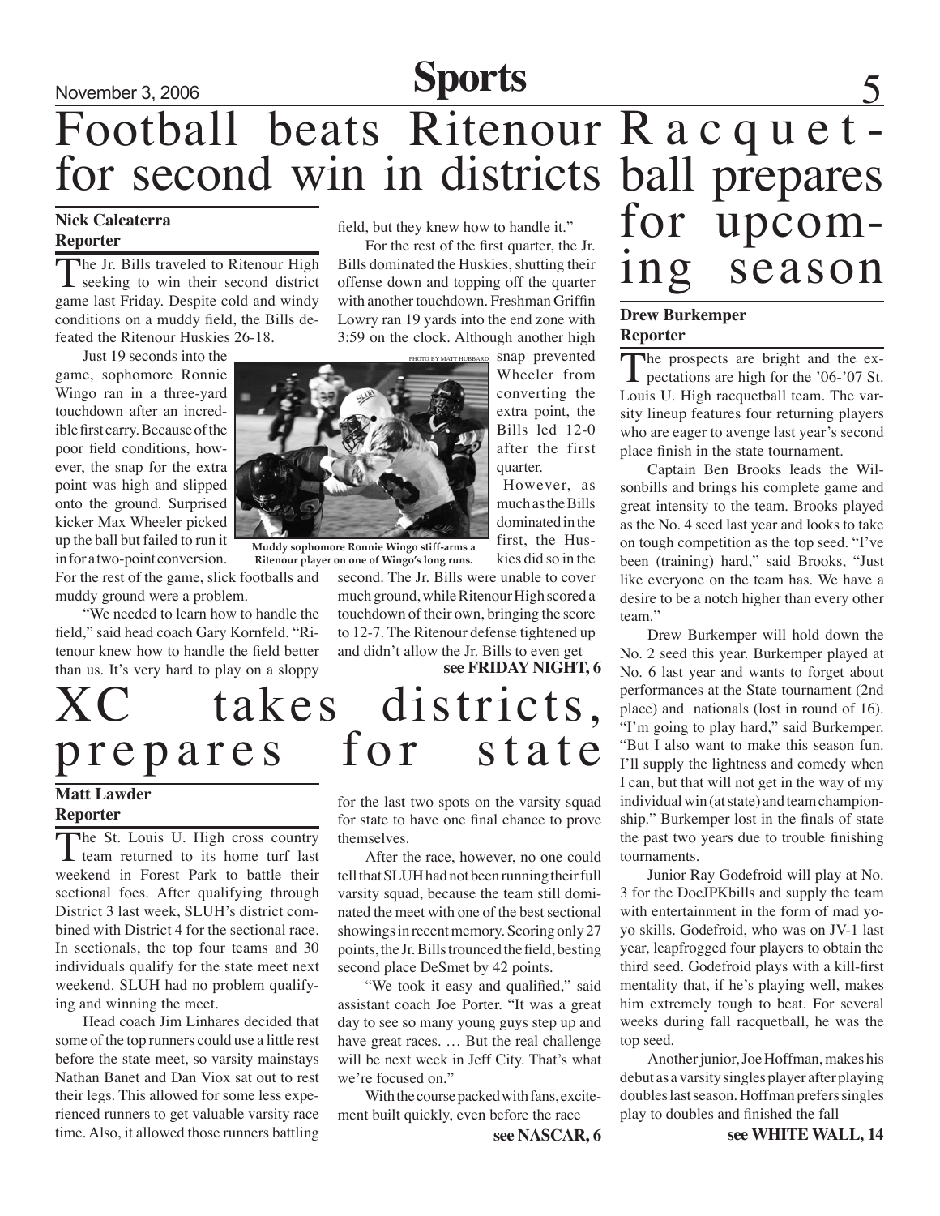# Football beats Ritenour for second win in districts

**Nick Calcaterra**
**Reporter**

The Jr. Bills traveled to Ritenour High seeking to win their second district game last Friday. Despite cold and windy conditions on a muddy field, the Bills defeated the Ritenour Huskies 26-18.

Just 19 seconds into the game, sophomore Ronnie Wingo ran in a three-yard touchdown after an incredible first carry. Because of the poor field conditions, however, the snap for the extra point was high and slipped onto the ground. Surprised kicker Max Wheeler picked up the ball but failed to run it in for a two-point conversion. For the rest of the game, slick footballs and muddy ground were a problem.

"We needed to learn how to handle the field," said head coach Gary Kornfeld. "Ritenour knew how to handle the field better than us. It's very hard to play on a sloppy field, but they knew how to handle it."

For the rest of the first quarter, the Jr. Bills dominated the Huskies, shutting their offense down and topping off the quarter with another touchdown. Freshman Griffin Lowry ran 19 yards into the end zone with 3:59 on the clock. Although another high snap prevented Wheeler from converting the extra point, the Bills led 12-0 after the first quarter.

PHOTO BY MATT HUBBARD

Muddy sophomore Ronnie Wingo stiff-arms a Ritenour player on one of Wingo's long runs.

However, as much as the Bills dominated in the first, the Huskies did so in the second. The Jr. Bills were unable to cover much ground, while Ritenour High scored a touchdown of their own, bringing the score to 12-7. The Ritenour defense tightened up and didn't allow the Jr. Bills to even get

**see FRIDAY NIGHT, 6**

# XC takes districts, prepares for state

**Matt Lawder**
**Reporter**

The St. Louis U. High cross country team returned to its home turf last weekend in Forest Park to battle their sectional foes. After qualifying through District 3 last week, SLUH's district combined with District 4 for the sectional race. In sectionals, the top four teams and 30 individuals qualify for the state meet next weekend. SLUH had no problem qualifying and winning the meet.

Head coach Jim Linhares decided that some of the top runners could use a little rest before the state meet, so varsity mainstays Nathan Banet and Dan Viox sat out to rest their legs. This allowed for some less experienced runners to get valuable varsity race time. Also, it allowed those runners battling for the last two spots on the varsity squad for state to have one final chance to prove themselves.

After the race, however, no one could tell that SLUH had not been running their full varsity squad, because the team still dominated the meet with one of the best sectional showings in recent memory. Scoring only 27 points, the Jr. Bills trounced the field, besting second place DeSmet by 42 points.

"We took it easy and qualified," said assistant coach Joe Porter. "It was a great day to see so many young guys step up and have great races. … But the real challenge will be next week in Jeff City. That's what we're focused on."

With the course packed with fans, excitement built quickly, even before the race

**see NASCAR, 6**

# Racquetball prepares for upcoming season

**Drew Burkemper**
**Reporter**

The prospects are bright and the expectations are high for the '06-'07 St. Louis U. High racquetball team. The varsity lineup features four returning players who are eager to avenge last year's second place finish in the state tournament.

Captain Ben Brooks leads the Wilsonbills and brings his complete game and great intensity to the team. Brooks played as the No. 4 seed last year and looks to take on tough competition as the top seed. "I've been (training) hard," said Brooks, "Just like everyone on the team has. We have a desire to be a notch higher than every other team."

Drew Burkemper will hold down the No. 2 seed this year. Burkemper played at No. 6 last year and wants to forget about performances at the State tournament (2nd place) and nationals (lost in round of 16). "I'm going to play hard," said Burkemper. "But I also want to make this season fun. I'll supply the lightness and comedy when I can, but that will not get in the way of my individual win (at state) and team championship." Burkemper lost in the finals of state the past two years due to trouble finishing tournaments.

Junior Ray Godefroid will play at No. 3 for the DocJPKbills and supply the team with entertainment in the form of mad yo-yo skills. Godefroid, who was on JV-1 last year, leapfrogged four players to obtain the third seed. Godefroid plays with a kill-first mentality that, if he's playing well, makes him extremely tough to beat. For several weeks during fall racquetball, he was the top seed.

Another junior, Joe Hoffman, makes his debut as a varsity singles player after playing doubles last season. Hoffman prefers singles play to doubles and finished the fall

**see WHITE WALL, 14**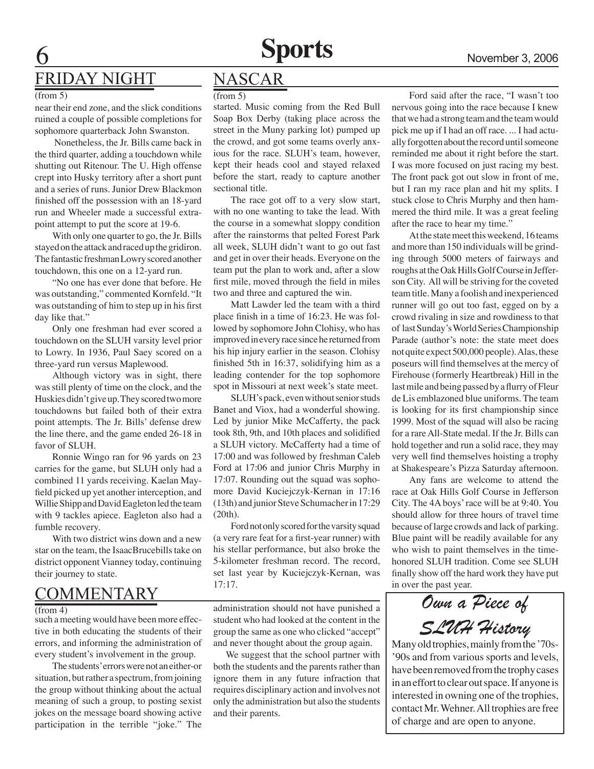## FRIDAY NIGHT

(from 5)

near their end zone, and the slick conditions ruined a couple of possible completions for sophomore quarterback John Swanston.

Nonetheless, the Jr. Bills came back in the third quarter, adding a touchdown while shutting out Ritenour. The U. High offense crept into Husky territory after a short punt and a series of runs. Junior Drew Blackmon finished off the possession with an 18-yard run and Wheeler made a successful extra-point attempt to put the score at 19-6.

With only one quarter to go, the Jr. Bills stayed on the attack and raced up the gridiron. The fantastic freshman Lowry scored another touchdown, this one on a 12-yard run.

"No one has ever done that before. He was outstanding," commented Kornfeld. "It was outstanding of him to step up in his first day like that."

Only one freshman had ever scored a touchdown on the SLUH varsity level prior to Lowry. In 1936, Paul Saey scored on a three-yard run versus Maplewood.

Although victory was in sight, there was still plenty of time on the clock, and the Huskies didn't give up. They scored two more touchdowns but failed both of their extra point attempts. The Jr. Bills' defense drew the line there, and the game ended 26-18 in favor of SLUH.

Ronnie Wingo ran for 96 yards on 23 carries for the game, but SLUH only had a combined 11 yards receiving. Kaelan Mayfield picked up yet another interception, and Willie Shipp and David Eagleton led the team with 9 tackles apiece. Eagleton also had a fumble recovery.

With two district wins down and a new star on the team, the IsaacBrucebills take on district opponent Vianney today, continuing their journey to state.

## NASCAR

(from 5)

started. Music coming from the Red Bull Soap Box Derby (taking place across the street in the Muny parking lot) pumped up the crowd, and got some teams overly anxious for the race. SLUH's team, however, kept their heads cool and stayed relaxed before the start, ready to capture another sectional title.

The race got off to a very slow start, with no one wanting to take the lead. With the course in a somewhat sloppy condition after the rainstorms that pelted Forest Park all week, SLUH didn't want to go out fast and get in over their heads. Everyone on the team put the plan to work and, after a slow first mile, moved through the field in miles two and three and captured the win.

Matt Lawder led the team with a third place finish in a time of 16:23. He was followed by sophomore John Clohisy, who has improved in every race since he returned from his hip injury earlier in the season. Clohisy finished 5th in 16:37, solidifying him as a leading contender for the top sophomore spot in Missouri at next week's state meet.

SLUH's pack, even without senior studs Banet and Viox, had a wonderful showing. Led by junior Mike McCafferty, the pack took 8th, 9th, and 10th places and solidified a SLUH victory. McCafferty had a time of 17:00 and was followed by freshman Caleb Ford at 17:06 and junior Chris Murphy in 17:07. Rounding out the squad was sophomore David Kuciejczyk-Kernan in 17:16 (13th) and junior Steve Schumacher in 17:29 (20th).

Ford not only scored for the varsity squad (a very rare feat for a first-year runner) with his stellar performance, but also broke the 5-kilometer freshman record. The record, set last year by Kuciejczyk-Kernan, was 17:17.

Ford said after the race, "I wasn't too nervous going into the race because I knew that we had a strong team and the team would pick me up if I had an off race. ... I had actually forgotten about the record until someone reminded me about it right before the start. I was more focused on just racing my best. The front pack got out slow in front of me, but I ran my race plan and hit my splits. I stuck close to Chris Murphy and then hammered the third mile. It was a great feeling after the race to hear my time."

At the state meet this weekend, 16 teams and more than 150 individuals will be grinding through 5000 meters of fairways and roughs at the Oak Hills Golf Course in Jefferson City. All will be striving for the coveted team title. Many a foolish and inexperienced runner will go out too fast, egged on by a crowd rivaling in size and rowdiness to that of last Sunday's World Series Championship Parade (author's note: the state meet does not quite expect 500,000 people). Alas, these poseurs will find themselves at the mercy of Firehouse (formerly Heartbreak) Hill in the last mile and being passed by a flurry of Fleur de Lis emblazoned blue uniforms. The team is looking for its first championship since 1999. Most of the squad will also be racing for a rare All-State medal. If the Jr. Bills can hold together and run a solid race, they may very well find themselves hoisting a trophy at Shakespeare's Pizza Saturday afternoon.

Any fans are welcome to attend the race at Oak Hills Golf Course in Jefferson City. The 4A boys' race will be at 9:40. You should allow for three hours of travel time because of large crowds and lack of parking. Blue paint will be readily available for any who wish to paint themselves in the time-honored SLUH tradition. Come see SLUH finally show off the hard work they have put in over the past year.

## COMMENTARY

(from 4)

such a meeting would have been more effective in both educating the students of their errors, and informing the administration of every student's involvement in the group.

The students' errors were not an either-or situation, but rather a spectrum, from joining the group without thinking about the actual meaning of such a group, to posting sexist jokes on the message board showing active participation in the terrible "joke." The administration should not have punished a student who had looked at the content in the group the same as one who clicked "accept" and never thought about the group again.

We suggest that the school partner with both the students and the parents rather than ignore them in any future infraction that requires disciplinary action and involves not only the administration but also the students and their parents.

### *Own a Piece of SLUH History*

Many old trophies, mainly from the '70s-'90s and from various sports and levels, have been removed from the trophy cases in an effort to clear out space. If anyone is interested in owning one of the trophies, contact Mr. Wehner. All trophies are free of charge and are open to anyone.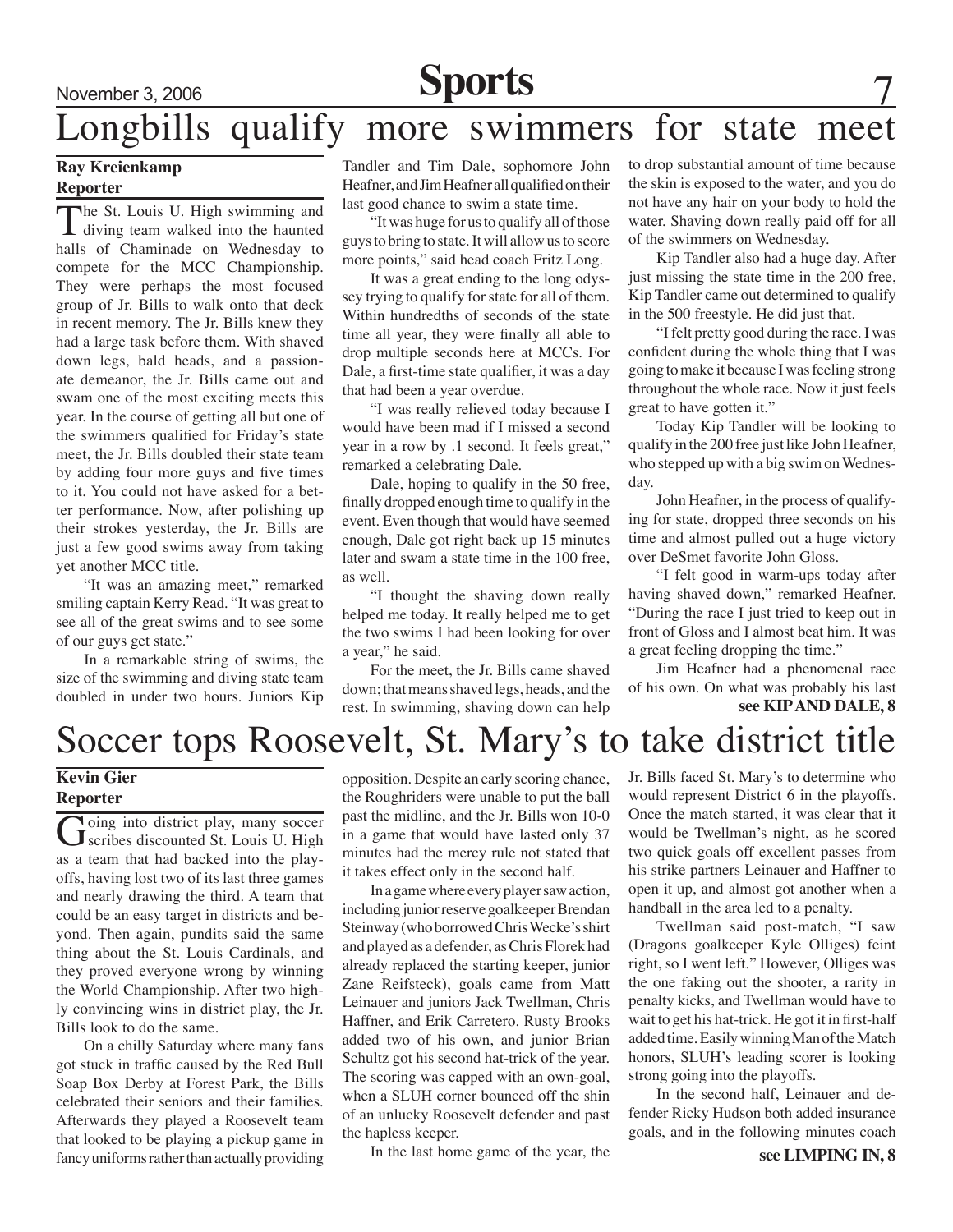# Longbills qualify more swimmers for state meet

**Ray Kreienkamp**
**Reporter**

The St. Louis U. High swimming and diving team walked into the haunted halls of Chaminade on Wednesday to compete for the MCC Championship. They were perhaps the most focused group of Jr. Bills to walk onto that deck in recent memory. The Jr. Bills knew they had a large task before them. With shaved down legs, bald heads, and a passionate demeanor, the Jr. Bills came out and swam one of the most exciting meets this year. In the course of getting all but one of the swimmers qualified for Friday's state meet, the Jr. Bills doubled their state team by adding four more guys and five times to it. You could not have asked for a better performance. Now, after polishing up their strokes yesterday, the Jr. Bills are just a few good swims away from taking yet another MCC title.

"It was an amazing meet," remarked smiling captain Kerry Read. "It was great to see all of the great swims and to see some of our guys get state."

In a remarkable string of swims, the size of the swimming and diving state team doubled in under two hours. Juniors Kip Tandler and Tim Dale, sophomore John Heafner, and Jim Heafner all qualified on their last good chance to swim a state time.

"It was huge for us to qualify all of those guys to bring to state. It will allow us to score more points," said head coach Fritz Long.

It was a great ending to the long odyssey trying to qualify for state for all of them. Within hundredths of seconds of the state time all year, they were finally all able to drop multiple seconds here at MCCs. For Dale, a first-time state qualifier, it was a day that had been a year overdue.

"I was really relieved today because I would have been mad if I missed a second year in a row by .1 second. It feels great," remarked a celebrating Dale.

Dale, hoping to qualify in the 50 free, finally dropped enough time to qualify in the event. Even though that would have seemed enough, Dale got right back up 15 minutes later and swam a state time in the 100 free, as well.

"I thought the shaving down really helped me today. It really helped me to get the two swims I had been looking for over a year," he said.

For the meet, the Jr. Bills came shaved down; that means shaved legs, heads, and the rest. In swimming, shaving down can help to drop substantial amount of time because the skin is exposed to the water, and you do not have any hair on your body to hold the water. Shaving down really paid off for all of the swimmers on Wednesday.

Kip Tandler also had a huge day. After just missing the state time in the 200 free, Kip Tandler came out determined to qualify in the 500 freestyle. He did just that.

"I felt pretty good during the race. I was confident during the whole thing that I was going to make it because I was feeling strong throughout the whole race. Now it just feels great to have gotten it."

Today Kip Tandler will be looking to qualify in the 200 free just like John Heafner, who stepped up with a big swim on Wednesday.

John Heafner, in the process of qualifying for state, dropped three seconds on his time and almost pulled out a huge victory over DeSmet favorite John Gloss.

"I felt good in warm-ups today after having shaved down," remarked Heafner. "During the race I just tried to keep out in front of Gloss and I almost beat him. It was a great feeling dropping the time."

Jim Heafner had a phenomenal race of his own. On what was probably his last

**see KIP AND DALE, 8**

# Soccer tops Roosevelt, St. Mary's to take district title

**Kevin Gier**
**Reporter**

Going into district play, many soccer scribes discounted St. Louis U. High as a team that had backed into the playoffs, having lost two of its last three games and nearly drawing the third. A team that could be an easy target in districts and beyond. Then again, pundits said the same thing about the St. Louis Cardinals, and they proved everyone wrong by winning the World Championship. After two highly convincing wins in district play, the Jr. Bills look to do the same.

On a chilly Saturday where many fans got stuck in traffic caused by the Red Bull Soap Box Derby at Forest Park, the Bills celebrated their seniors and their families. Afterwards they played a Roosevelt team that looked to be playing a pickup game in fancy uniforms rather than actually providing opposition. Despite an early scoring chance, the Roughriders were unable to put the ball past the midline, and the Jr. Bills won 10-0 in a game that would have lasted only 37 minutes had the mercy rule not stated that it takes effect only in the second half.

In a game where every player saw action, including junior reserve goalkeeper Brendan Steinway (who borrowed Chris Wecke's shirt and played as a defender, as Chris Florek had already replaced the starting keeper, junior Zane Reifsteck), goals came from Matt Leinauer and juniors Jack Twellman, Chris Haffner, and Erik Carretero. Rusty Brooks added two of his own, and junior Brian Schultz got his second hat-trick of the year. The scoring was capped with an own-goal, when a SLUH corner bounced off the shin of an unlucky Roosevelt defender and past the hapless keeper.

In the last home game of the year, the Jr. Bills faced St. Mary's to determine who would represent District 6 in the playoffs. Once the match started, it was clear that it would be Twellman's night, as he scored two quick goals off excellent passes from his strike partners Leinauer and Haffner to open it up, and almost got another when a handball in the area led to a penalty.

Twellman said post-match, "I saw (Dragons goalkeeper Kyle Olliges) feint right, so I went left." However, Olliges was the one faking out the shooter, a rarity in penalty kicks, and Twellman would have to wait to get his hat-trick. He got it in first-half added time. Easily winning Man of the Match honors, SLUH's leading scorer is looking strong going into the playoffs.

In the second half, Leinauer and defender Ricky Hudson both added insurance goals, and in the following minutes coach

**see LIMPING IN, 8**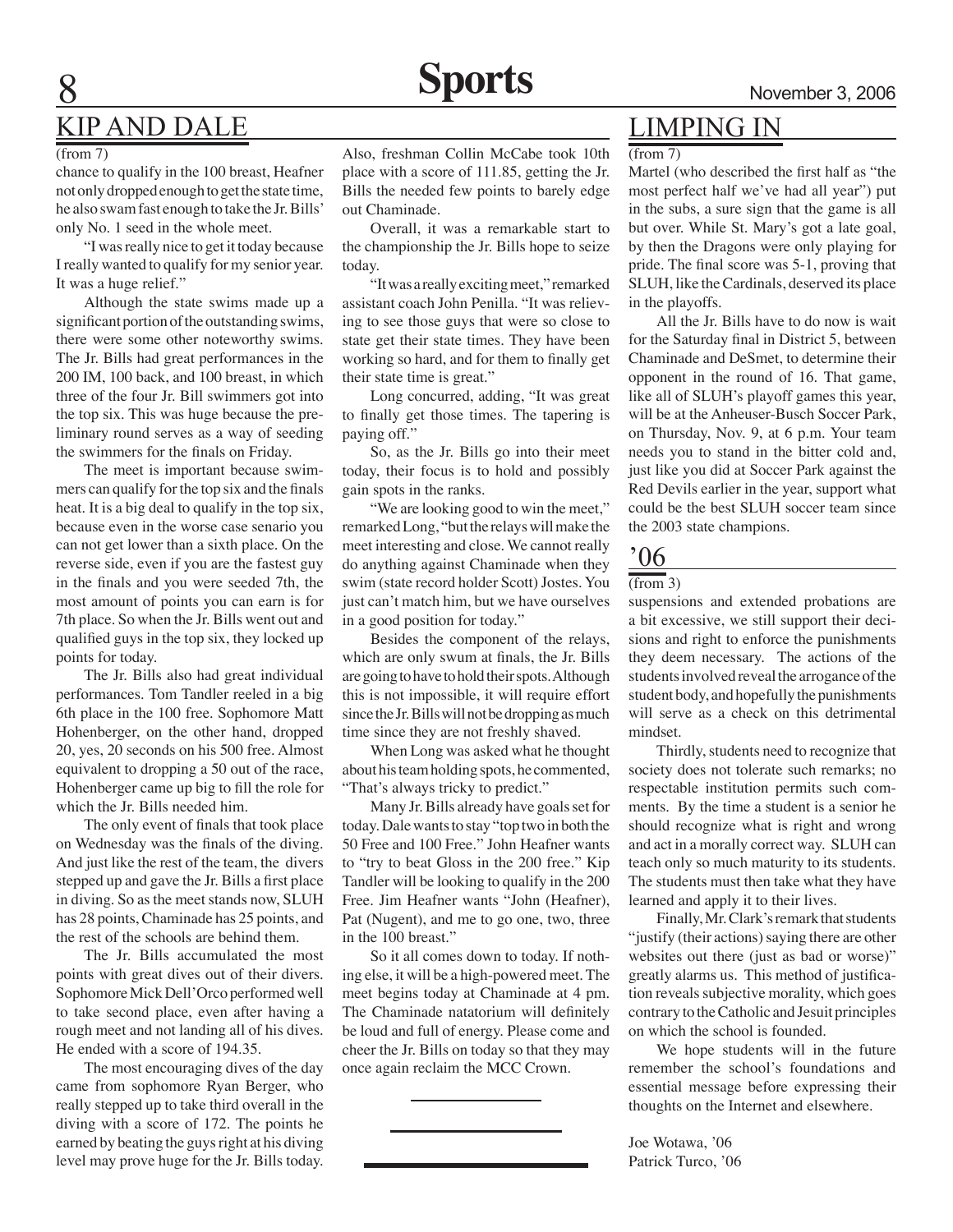## KIP AND DALE

(from 7)

chance to qualify in the 100 breast, Heafner not only dropped enough to get the state time, he also swam fast enough to take the Jr. Bills' only No. 1 seed in the whole meet.

"I was really nice to get it today because I really wanted to qualify for my senior year. It was a huge relief."

Although the state swims made up a significant portion of the outstanding swims, there were some other noteworthy swims. The Jr. Bills had great performances in the 200 IM, 100 back, and 100 breast, in which three of the four Jr. Bill swimmers got into the top six. This was huge because the preliminary round serves as a way of seeding the swimmers for the finals on Friday.

The meet is important because swimmers can qualify for the top six and the finals heat. It is a big deal to qualify in the top six, because even in the worse case senario you can not get lower than a sixth place. On the reverse side, even if you are the fastest guy in the finals and you were seeded 7th, the most amount of points you can earn is for 7th place. So when the Jr. Bills went out and qualified guys in the top six, they locked up points for today.

The Jr. Bills also had great individual performances. Tom Tandler reeled in a big 6th place in the 100 free. Sophomore Matt Hohenberger, on the other hand, dropped 20, yes, 20 seconds on his 500 free. Almost equivalent to dropping a 50 out of the race, Hohenberger came up big to fill the role for which the Jr. Bills needed him.

The only event of finals that took place on Wednesday was the finals of the diving. And just like the rest of the team, the divers stepped up and gave the Jr. Bills a first place in diving. So as the meet stands now, SLUH has 28 points, Chaminade has 25 points, and the rest of the schools are behind them.

The Jr. Bills accumulated the most points with great dives out of their divers. Sophomore Mick Dell'Orco performed well to take second place, even after having a rough meet and not landing all of his dives. He ended with a score of 194.35.

The most encouraging dives of the day came from sophomore Ryan Berger, who really stepped up to take third overall in the diving with a score of 172. The points he earned by beating the guys right at his diving level may prove huge for the Jr. Bills today. Also, freshman Collin McCabe took 10th place with a score of 111.85, getting the Jr. Bills the needed few points to barely edge out Chaminade.

Overall, it was a remarkable start to the championship the Jr. Bills hope to seize today.

"It was a really exciting meet," remarked assistant coach John Penilla. "It was relieving to see those guys that were so close to state get their state times. They have been working so hard, and for them to finally get their state time is great."

Long concurred, adding, "It was great to finally get those times. The tapering is paying off."

So, as the Jr. Bills go into their meet today, their focus is to hold and possibly gain spots in the ranks.

"We are looking good to win the meet," remarked Long, "but the relays will make the meet interesting and close. We cannot really do anything against Chaminade when they swim (state record holder Scott) Jostes. You just can't match him, but we have ourselves in a good position for today."

Besides the component of the relays, which are only swum at finals, the Jr. Bills are going to have to hold their spots. Although this is not impossible, it will require effort since the Jr. Bills will not be dropping as much time since they are not freshly shaved.

When Long was asked what he thought about his team holding spots, he commented, "That's always tricky to predict."

Many Jr. Bills already have goals set for today. Dale wants to stay "top two in both the 50 Free and 100 Free." John Heafner wants to "try to beat Gloss in the 200 free." Kip Tandler will be looking to qualify in the 200 Free. Jim Heafner wants "John (Heafner), Pat (Nugent), and me to go one, two, three in the 100 breast."

So it all comes down to today. If nothing else, it will be a high-powered meet. The meet begins today at Chaminade at 4 pm. The Chaminade natatorium will definitely be loud and full of energy. Please come and cheer the Jr. Bills on today so that they may once again reclaim the MCC Crown.

## LIMPING IN

(from 7)

Martel (who described the first half as "the most perfect half we've had all year") put in the subs, a sure sign that the game is all but over. While St. Mary's got a late goal, by then the Dragons were only playing for pride. The final score was 5-1, proving that SLUH, like the Cardinals, deserved its place in the playoffs.

All the Jr. Bills have to do now is wait for the Saturday final in District 5, between Chaminade and DeSmet, to determine their opponent in the round of 16. That game, like all of SLUH's playoff games this year, will be at the Anheuser-Busch Soccer Park, on Thursday, Nov. 9, at 6 p.m. Your team needs you to stand in the bitter cold and, just like you did at Soccer Park against the Red Devils earlier in the year, support what could be the best SLUH soccer team since the 2003 state champions.

## '06

(from 3)

suspensions and extended probations are a bit excessive, we still support their decisions and right to enforce the punishments they deem necessary. The actions of the students involved reveal the arrogance of the student body, and hopefully the punishments will serve as a check on this detrimental mindset.

Thirdly, students need to recognize that society does not tolerate such remarks; no respectable institution permits such comments. By the time a student is a senior he should recognize what is right and wrong and act in a morally correct way. SLUH can teach only so much maturity to its students. The students must then take what they have learned and apply it to their lives.

Finally, Mr. Clark's remark that students "justify (their actions) saying there are other websites out there (just as bad or worse)" greatly alarms us. This method of justification reveals subjective morality, which goes contrary to the Catholic and Jesuit principles on which the school is founded.

We hope students will in the future remember the school's foundations and essential message before expressing their thoughts on the Internet and elsewhere.

Joe Wotawa, '06
Patrick Turco, '06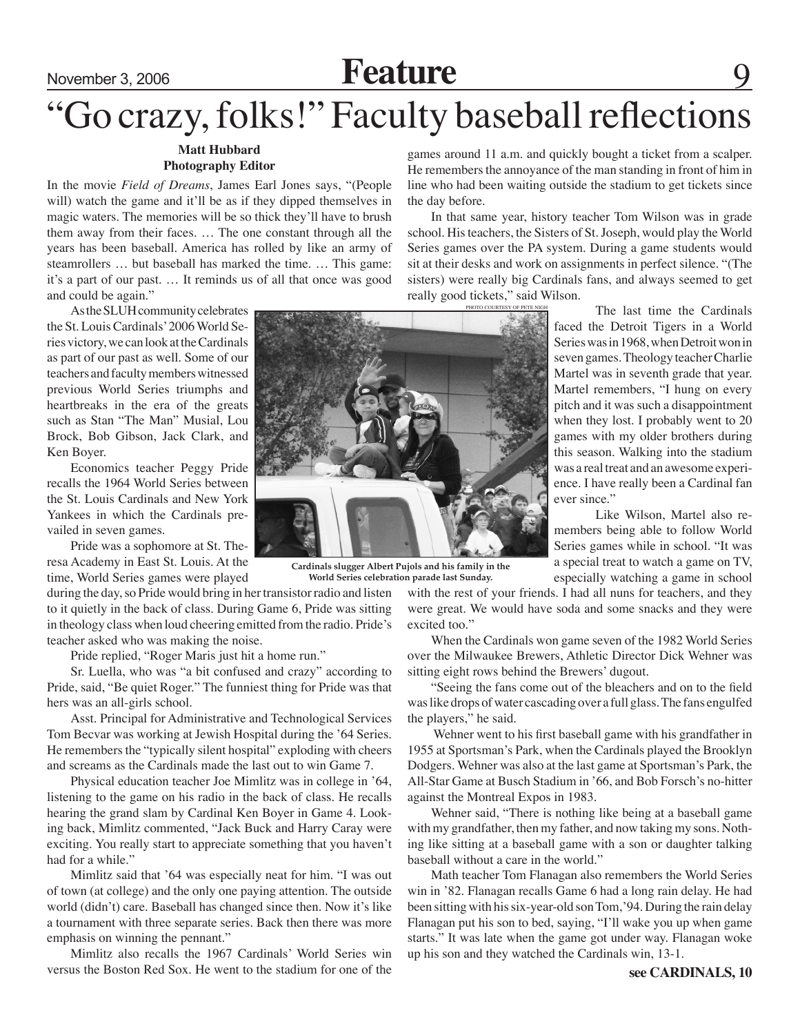# "Go crazy, folks!" Faculty baseball reflections

**Matt Hubbard**
**Photography Editor**

In the movie *Field of Dreams*, James Earl Jones says, "(People will) watch the game and it'll be as if they dipped themselves in magic waters. The memories will be so thick they'll have to brush them away from their faces. … The one constant through all the years has been baseball. America has rolled by like an army of steamrollers … but baseball has marked the time. … This game: it's a part of our past. … It reminds us of all that once was good and could be again."

As the SLUH community celebrates the St. Louis Cardinals' 2006 World Series victory, we can look at the Cardinals as part of our past as well. Some of our teachers and faculty members witnessed previous World Series triumphs and heartbreaks in the era of the greats such as Stan "The Man" Musial, Lou Brock, Bob Gibson, Jack Clark, and Ken Boyer.

Economics teacher Peggy Pride recalls the 1964 World Series between the St. Louis Cardinals and New York Yankees in which the Cardinals prevailed in seven games.

Pride was a sophomore at St. Theresa Academy in East St. Louis. At the time, World Series games were played during the day, so Pride would bring in her transistor radio and listen to it quietly in the back of class. During Game 6, Pride was sitting in theology class when loud cheering emitted from the radio. Pride's teacher asked who was making the noise.

Pride replied, "Roger Maris just hit a home run."

Sr. Luella, who was "a bit confused and crazy" according to Pride, said, "Be quiet Roger." The funniest thing for Pride was that hers was an all-girls school.

Asst. Principal for Administrative and Technological Services Tom Becvar was working at Jewish Hospital during the '64 Series. He remembers the "typically silent hospital" exploding with cheers and screams as the Cardinals made the last out to win Game 7.

Physical education teacher Joe Mimlitz was in college in '64, listening to the game on his radio in the back of class. He recalls hearing the grand slam by Cardinal Ken Boyer in Game 4. Looking back, Mimlitz commented, "Jack Buck and Harry Caray were exciting. You really start to appreciate something that you haven't had for a while."

Mimlitz said that '64 was especially neat for him. "I was out of town (at college) and the only one paying attention. The outside world (didn't) care. Baseball has changed since then. Now it's like a tournament with three separate series. Back then there was more emphasis on winning the pennant."

Mimlitz also recalls the 1967 Cardinals' World Series win versus the Boston Red Sox. He went to the stadium for one of the games around 11 a.m. and quickly bought a ticket from a scalper. He remembers the annoyance of the man standing in front of him in line who had been waiting outside the stadium to get tickets since the day before.

In that same year, history teacher Tom Wilson was in grade school. His teachers, the Sisters of St. Joseph, would play the World Series games over the PA system. During a game students would sit at their desks and work on assignments in perfect silence. "(The sisters) were really big Cardinals fans, and always seemed to get really good tickets," said Wilson.

PHOTO COURTESY OF PETE NIGH

Cardinals slugger Albert Pujols and his family in the World Series celebration parade last Sunday.

The last time the Cardinals faced the Detroit Tigers in a World Series was in 1968, when Detroit won in seven games. Theology teacher Charlie Martel was in seventh grade that year. Martel remembers, "I hung on every pitch and it was such a disappointment when they lost. I probably went to 20 games with my older brothers during this season. Walking into the stadium was a real treat and an awesome experience. I have really been a Cardinal fan ever since."

Like Wilson, Martel also remembers being able to follow World Series games while in school. "It was a special treat to watch a game on TV, especially watching a game in school with the rest of your friends. I had all nuns for teachers, and they were great. We would have soda and some snacks and they were excited too."

When the Cardinals won game seven of the 1982 World Series over the Milwaukee Brewers, Athletic Director Dick Wehner was sitting eight rows behind the Brewers' dugout.

"Seeing the fans come out of the bleachers and on to the field was like drops of water cascading over a full glass. The fans engulfed the players," he said.

Wehner went to his first baseball game with his grandfather in 1955 at Sportsman's Park, when the Cardinals played the Brooklyn Dodgers. Wehner was also at the last game at Sportsman's Park, the All-Star Game at Busch Stadium in '66, and Bob Forsch's no-hitter against the Montreal Expos in 1983.

Wehner said, "There is nothing like being at a baseball game with my grandfather, then my father, and now taking my sons. Nothing like sitting at a baseball game with a son or daughter talking baseball without a care in the world."

Math teacher Tom Flanagan also remembers the World Series win in '82. Flanagan recalls Game 6 had a long rain delay. He had been sitting with his six-year-old son Tom, '94. During the rain delay Flanagan put his son to bed, saying, "I'll wake you up when game starts." It was late when the game got under way. Flanagan woke up his son and they watched the Cardinals win, 13-1.

**see CARDINALS, 10**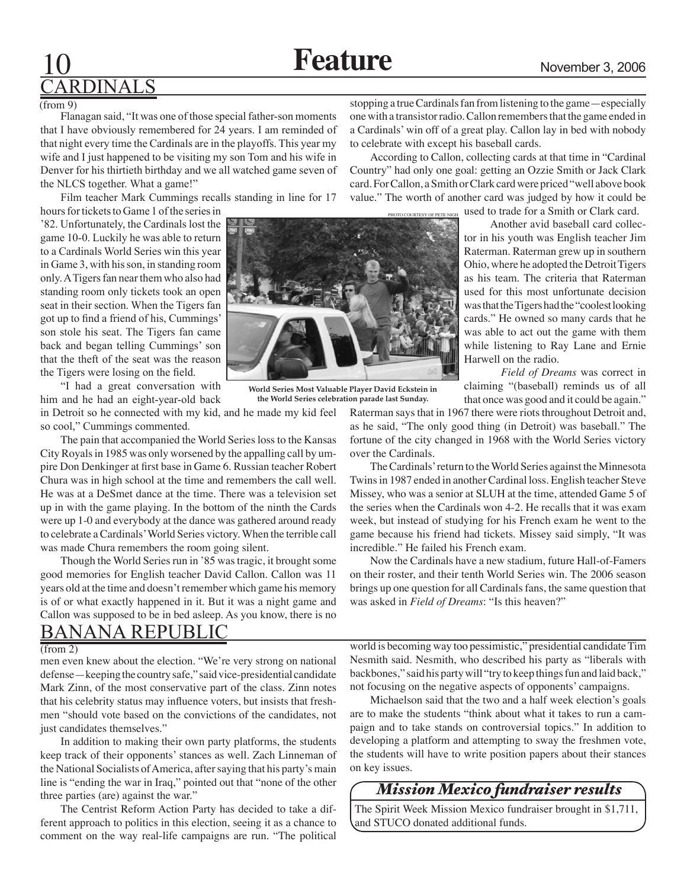## CARDINALS

(from 9)

Flanagan said, "It was one of those special father-son moments that I have obviously remembered for 24 years. I am reminded of that night every time the Cardinals are in the playoffs. This year my wife and I just happened to be visiting my son Tom and his wife in Denver for his thirtieth birthday and we all watched game seven of the NLCS together. What a game!"

Film teacher Mark Cummings recalls standing in line for 17 hours for tickets to Game 1 of the series in '82. Unfortunately, the Cardinals lost the game 10-0. Luckily he was able to return to a Cardinals World Series win this year in Game 3, with his son, in standing room only. A Tigers fan near them who also had standing room only tickets took an open seat in their section. When the Tigers fan got up to find a friend of his, Cummings' son stole his seat. The Tigers fan came back and began telling Cummings' son that the theft of the seat was the reason the Tigers were losing on the field.

"I had a great conversation with him and he had an eight-year-old back in Detroit so he connected with my kid, and he made my kid feel so cool," Cummings commented.

PHOTO COURTESY OF PETE NIGH

World Series Most Valuable Player David Eckstein in the World Series celebration parade last Sunday.

The pain that accompanied the World Series loss to the Kansas City Royals in 1985 was only worsened by the appalling call by umpire Don Denkinger at first base in Game 6. Russian teacher Robert Chura was in high school at the time and remembers the call well. He was at a DeSmet dance at the time. There was a television set up in with the game playing. In the bottom of the ninth the Cards were up 1-0 and everybody at the dance was gathered around ready to celebrate a Cardinals' World Series victory. When the terrible call was made Chura remembers the room going silent.

Though the World Series run in '85 was tragic, it brought some good memories for English teacher David Callon. Callon was 11 years old at the time and doesn't remember which game his memory is of or what exactly happened in it. But it was a night game and Callon was supposed to be in bed asleep. As you know, there is no stopping a true Cardinals fan from listening to the game—especially one with a transistor radio. Callon remembers that the game ended in a Cardinals' win off of a great play. Callon lay in bed with nobody to celebrate with except his baseball cards.

According to Callon, collecting cards at that time in "Cardinal Country" had only one goal: getting an Ozzie Smith or Jack Clark card. For Callon, a Smith or Clark card were priced "well above book value." The worth of another card was judged by how it could be used to trade for a Smith or Clark card.

Another avid baseball card collector in his youth was English teacher Jim Raterman. Raterman grew up in southern Ohio, where he adopted the Detroit Tigers as his team. The criteria that Raterman used for this most unfortunate decision was that the Tigers had the "coolest looking cards." He owned so many cards that he was able to act out the game with them while listening to Ray Lane and Ernie Harwell on the radio.

*Field of Dreams* was correct in claiming "(baseball) reminds us of all that once was good and it could be again." Raterman says that in 1967 there were riots throughout Detroit and, as he said, "The only good thing (in Detroit) was baseball." The fortune of the city changed in 1968 with the World Series victory over the Cardinals.

The Cardinals' return to the World Series against the Minnesota Twins in 1987 ended in another Cardinal loss. English teacher Steve Missey, who was a senior at SLUH at the time, attended Game 5 of the series when the Cardinals won 4-2. He recalls that it was exam week, but instead of studying for his French exam he went to the game because his friend had tickets. Missey said simply, "It was incredible." He failed his French exam.

Now the Cardinals have a new stadium, future Hall-of-Famers on their roster, and their tenth World Series win. The 2006 season brings up one question for all Cardinals fans, the same question that was asked in *Field of Dreams*: "Is this heaven?"

## BANANA REPUBLIC

(from 2)

men even knew about the election. "We're very strong on national defense—keeping the country safe," said vice-presidential candidate Mark Zinn, of the most conservative part of the class. Zinn notes that his celebrity status may influence voters, but insists that freshmen "should vote based on the convictions of the candidates, not just candidates themselves."

In addition to making their own party platforms, the students keep track of their opponents' stances as well. Zach Linneman of the National Socialists of America, after saying that his party's main line is "ending the war in Iraq," pointed out that "none of the other three parties (are) against the war."

The Centrist Reform Action Party has decided to take a different approach to politics in this election, seeing it as a chance to comment on the way real-life campaigns are run. "The political world is becoming way too pessimistic," presidential candidate Tim Nesmith said. Nesmith, who described his party as "liberals with backbones," said his party will "try to keep things fun and laid back," not focusing on the negative aspects of opponents' campaigns.

Michaelson said that the two and a half week election's goals are to make the students "think about what it takes to run a campaign and to take stands on controversial topics." In addition to developing a platform and attempting to sway the freshmen vote, the students will have to write position papers about their stances on key issues.

### *Mission Mexico fundraiser results*

The Spirit Week Mission Mexico fundraiser brought in $1,711, and STUCO donated additional funds.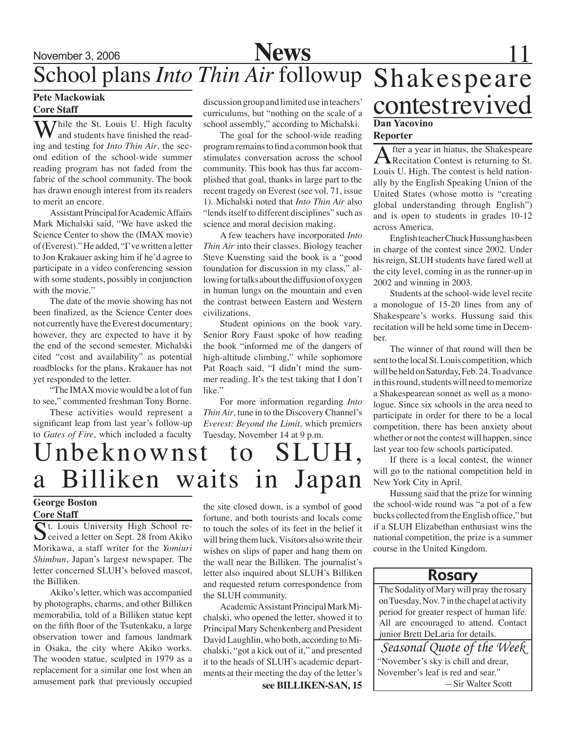# School plans *Into Thin Air* followup

**Pete Mackowiak**
**Core Staff**

While the St. Louis U. High faculty and students have finished the reading and testing for *Into Thin Air*, the second edition of the school-wide summer reading program has not faded from the fabric of the school community. The book has drawn enough interest from its readers to merit an encore.

Assistant Principal for Academic Affairs Mark Michalski said, "We have asked the Science Center to show the (IMAX movie) of (Everest)." He added, "I've written a letter to Jon Krakauer asking him if he'd agree to participate in a video conferencing session with some students, possibly in conjunction with the movie."

The date of the movie showing has not been finalized, as the Science Center does not currently have the Everest documentary; however, they are expected to have it by the end of the second semester. Michalski cited "cost and availability" as potential roadblocks for the plans. Krakauer has not yet responded to the letter.

"The IMAX movie would be a lot of fun to see," commented freshman Tony Borne.

These activities would represent a significant leap from last year's follow-up to *Gates of Fire*, which included a faculty discussion group and limited use in teachers' curriculums, but "nothing on the scale of a school assembly," according to Michalski.

The goal for the school-wide reading program remains to find a common book that stimulates conversation across the school community. This book has thus far accomplished that goal, thanks in large part to the recent tragedy on Everest (see vol. 71, issue 1). Michalski noted that *Into Thin Air* also "lends itself to different disciplines" such as science and moral decision making.

A few teachers have incorporated *Into Thin Air* into their classes. Biology teacher Steve Kuensting said the book is a "good foundation for discussion in my class," allowing for talks about the diffusion of oxygen in human lungs on the mountain and even the contrast between Eastern and Western civilizations.

Student opinions on the book vary. Senior Rory Faust spoke of how reading the book "informed me of the dangers of high-altitude climbing," while sophomore Pat Roach said, "I didn't mind the summer reading. It's the test taking that I don't like."

For more information regarding *Into Thin Air*, tune in to the Discovery Channel's *Everest: Beyond the Limit*, which premiers Tuesday, November 14 at 9 p.m.

# Shakespeare contest revived

**Dan Yacovino**
**Reporter**

After a year in hiatus, the Shakespeare Recitation Contest is returning to St. Louis U. High. The contest is held nationally by the English Speaking Union of the United States (whose motto is "creating global understanding through English") and is open to students in grades 10-12 across America.

English teacher Chuck Hussung has been in charge of the contest since 2002. Under his reign, SLUH students have fared well at the city level, coming in as the runner-up in 2002 and winning in 2003.

Students at the school-wide level recite a monologue of 15-20 lines from any of Shakespeare's works. Hussung said this recitation will be held some time in December.

The winner of that round will then be sent to the local St. Louis competition, which will be held on Saturday, Feb. 24. To advance in this round, students will need to memorize a Shakespearean sonnet as well as a monologue. Since six schools in the area need to participate in order for there to be a local competition, there has been anxiety about whether or not the contest will happen, since last year too few schools participated.

If there is a local contest, the winner will go to the national competition held in New York City in April.

Hussung said that the prize for winning the school-wide round was "a pot of a few bucks collected from the English office," but if a SLUH Elizabethan enthusiast wins the national competition, the prize is a summer course in the United Kingdom.

# Unbeknownst to SLUH, a Billiken waits in Japan

**George Boston**
**Core Staff**

St. Louis University High School received a letter on Sept. 28 from Akiko Morikawa, a staff writer for the *Yomiuri Shimbun*, Japan's largest newspaper. The letter concerned SLUH's beloved mascot, the Billiken.

Akiko's letter, which was accompanied by photographs, charms, and other Billiken memorabilia, told of a Billiken statue kept on the fifth floor of the Tsutenkaku, a large observation tower and famous landmark in Osaka, the city where Akiko works. The wooden statue, sculpted in 1979 as a replacement for a similar one lost when an amusement park that previously occupied the site closed down, is a symbol of good fortune, and both tourists and locals come to touch the soles of its feet in the belief it will bring them luck. Visitors also write their wishes on slips of paper and hang them on the wall near the Billiken. The journalist's letter also inquired about SLUH's Billiken and requested return correspondence from the SLUH community.

Academic Assistant Principal Mark Michalski, who opened the letter, showed it to Principal Mary Schenkenberg and President David Laughlin, who both, according to Michalski, "got a kick out of it," and presented it to the heads of SLUH's academic departments at their meeting the day of the letter's

**see BILLIKEN-SAN, 15**

## Rosary

The Sodality of Mary will pray the rosary on Tuesday, Nov. 7 in the chapel at activity period for greater respect of human life. All are encouraged to attend. Contact junior Brett DeLaria for details.

## *Seasonal Quote of the Week*

"November's sky is chill and drear,
November's leaf is red and sear."
—Sir Walter Scott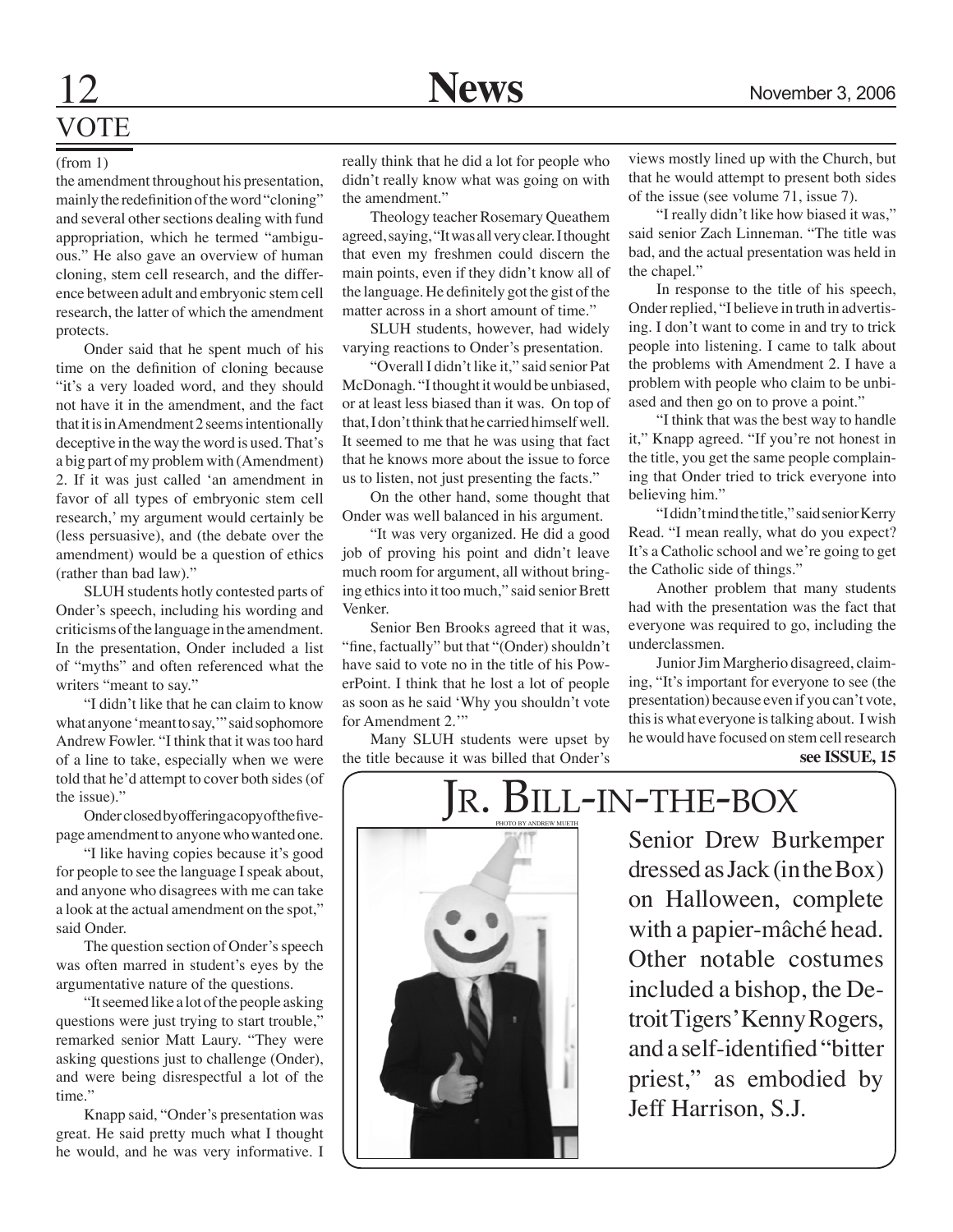## VOTE

(from 1)

the amendment throughout his presentation, mainly the redefinition of the word "cloning" and several other sections dealing with fund appropriation, which he termed "ambiguous." He also gave an overview of human cloning, stem cell research, and the difference between adult and embryonic stem cell research, the latter of which the amendment protects.

Onder said that he spent much of his time on the definition of cloning because "it's a very loaded word, and they should not have it in the amendment, and the fact that it is in Amendment 2 seems intentionally deceptive in the way the word is used. That's a big part of my problem with (Amendment) 2. If it was just called 'an amendment in favor of all types of embryonic stem cell research,' my argument would certainly be (less persuasive), and (the debate over the amendment) would be a question of ethics (rather than bad law)."

SLUH students hotly contested parts of Onder's speech, including his wording and criticisms of the language in the amendment. In the presentation, Onder included a list of "myths" and often referenced what the writers "meant to say."

"I didn't like that he can claim to know what anyone 'meant to say,'" said sophomore Andrew Fowler. "I think that it was too hard of a line to take, especially when we were told that he'd attempt to cover both sides (of the issue)."

Onder closed by offering a copy of the five-page amendment to anyone who wanted one.

"I like having copies because it's good for people to see the language I speak about, and anyone who disagrees with me can take a look at the actual amendment on the spot," said Onder.

The question section of Onder's speech was often marred in student's eyes by the argumentative nature of the questions.

"It seemed like a lot of the people asking questions were just trying to start trouble," remarked senior Matt Laury. "They were asking questions just to challenge (Onder), and were being disrespectful a lot of the time."

Knapp said, "Onder's presentation was great. He said pretty much what I thought he would, and he was very informative. I really think that he did a lot for people who didn't really know what was going on with the amendment."

Theology teacher Rosemary Queathem agreed, saying, "It was all very clear. I thought that even my freshmen could discern the main points, even if they didn't know all of the language. He definitely got the gist of the matter across in a short amount of time."

SLUH students, however, had widely varying reactions to Onder's presentation.

"Overall I didn't like it," said senior Pat McDonagh. "I thought it would be unbiased, or at least less biased than it was. On top of that, I don't think that he carried himself well. It seemed to me that he was using that fact that he knows more about the issue to force us to listen, not just presenting the facts."

On the other hand, some thought that Onder was well balanced in his argument.

"It was very organized. He did a good job of proving his point and didn't leave much room for argument, all without bringing ethics into it too much," said senior Brett Venker.

Senior Ben Brooks agreed that it was, "fine, factually" but that "(Onder) shouldn't have said to vote no in the title of his PowerPoint. I think that he lost a lot of people as soon as he said 'Why you shouldn't vote for Amendment 2.'"

Many SLUH students were upset by the title because it was billed that Onder's views mostly lined up with the Church, but that he would attempt to present both sides of the issue (see volume 71, issue 7).

"I really didn't like how biased it was," said senior Zach Linneman. "The title was bad, and the actual presentation was held in the chapel."

In response to the title of his speech, Onder replied, "I believe in truth in advertising. I don't want to come in and try to trick people into listening. I came to talk about the problems with Amendment 2. I have a problem with people who claim to be unbiased and then go on to prove a point."

"I think that was the best way to handle it," Knapp agreed. "If you're not honest in the title, you get the same people complaining that Onder tried to trick everyone into believing him."

"I didn't mind the title," said senior Kerry Read. "I mean really, what do you expect? It's a Catholic school and we're going to get the Catholic side of things."

Another problem that many students had with the presentation was the fact that everyone was required to go, including the underclassmen.

Junior Jim Margherio disagreed, claiming, "It's important for everyone to see (the presentation) because even if you can't vote, this is what everyone is talking about. I wish he would have focused on stem cell research

**see ISSUE, 15**

## Jr. Bill-in-the-box

PHOTO BY ANDREW MUETH

Senior Drew Burkemper dressed as Jack (in the Box) on Halloween, complete with a papier-mâché head. Other notable costumes included a bishop, the Detroit Tigers' Kenny Rogers, and a self-identified "bitter priest," as embodied by Jeff Harrison, S.J.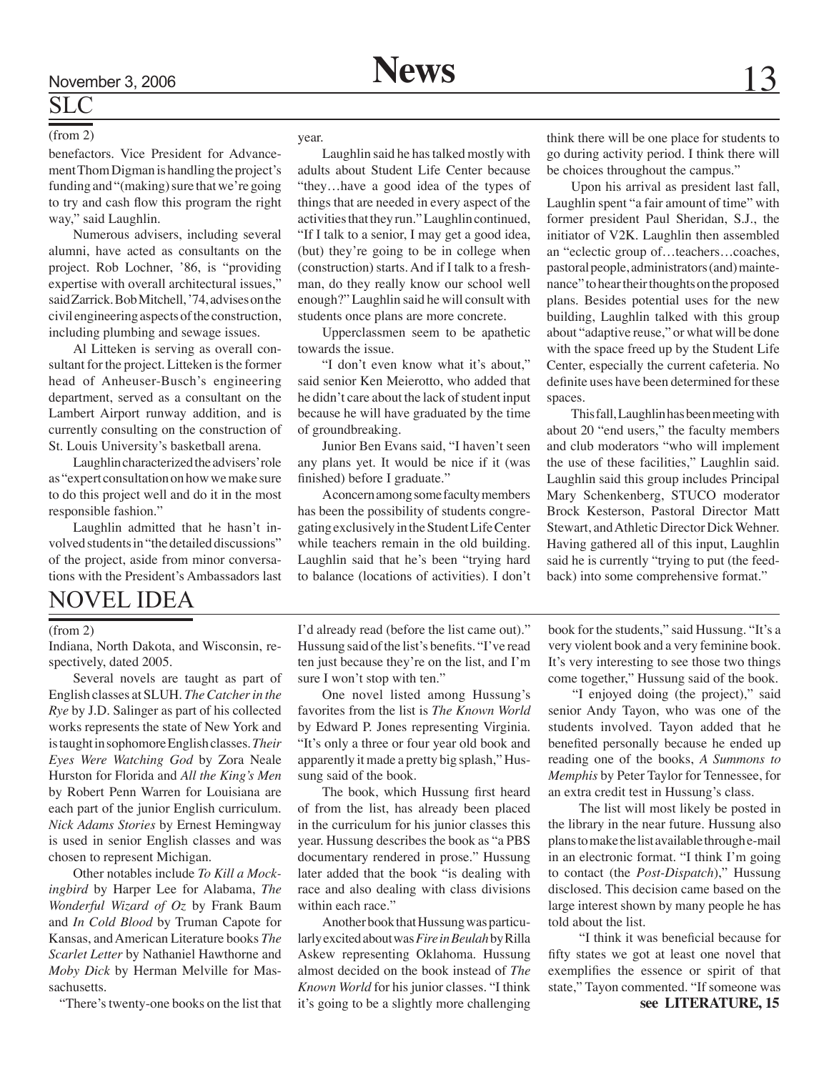## SLC

(from 2)

benefactors. Vice President for Advancement Thom Digman is handling the project's funding and "(making) sure that we're going to try and cash flow this program the right way," said Laughlin.

Numerous advisers, including several alumni, have acted as consultants on the project. Rob Lochner, '86, is "providing expertise with overall architectural issues," said Zarrick. Bob Mitchell, '74, advises on the civil engineering aspects of the construction, including plumbing and sewage issues.

Al Litteken is serving as overall consultant for the project. Litteken is the former head of Anheuser-Busch's engineering department, served as a consultant on the Lambert Airport runway addition, and is currently consulting on the construction of St. Louis University's basketball arena.

Laughlin characterized the advisers' role as "expert consultation on how we make sure to do this project well and do it in the most responsible fashion."

Laughlin admitted that he hasn't involved students in "the detailed discussions" of the project, aside from minor conversations with the President's Ambassadors last year.

Laughlin said he has talked mostly with adults about Student Life Center because "they…have a good idea of the types of things that are needed in every aspect of the activities that they run." Laughlin continued, "If I talk to a senior, I may get a good idea, (but) they're going to be in college when (construction) starts. And if I talk to a freshman, do they really know our school well enough?" Laughlin said he will consult with students once plans are more concrete.

Upperclassmen seem to be apathetic towards the issue.

"I don't even know what it's about," said senior Ken Meierotto, who added that he didn't care about the lack of student input because he will have graduated by the time of groundbreaking.

Junior Ben Evans said, "I haven't seen any plans yet. It would be nice if it (was finished) before I graduate."

A concern among some faculty members has been the possibility of students congregating exclusively in the Student Life Center while teachers remain in the old building. Laughlin said that he's been "trying hard to balance (locations of activities). I don't think there will be one place for students to go during activity period. I think there will be choices throughout the campus."

Upon his arrival as president last fall, Laughlin spent "a fair amount of time" with former president Paul Sheridan, S.J., the initiator of V2K. Laughlin then assembled an "eclectic group of…teachers…coaches, pastoral people, administrators (and) maintenance" to hear their thoughts on the proposed plans. Besides potential uses for the new building, Laughlin talked with this group about "adaptive reuse," or what will be done with the space freed up by the Student Life Center, especially the current cafeteria. No definite uses have been determined for these spaces.

This fall, Laughlin has been meeting with about 20 "end users," the faculty members and club moderators "who will implement the use of these facilities," Laughlin said. Laughlin said this group includes Principal Mary Schenkenberg, STUCO moderator Brock Kesterson, Pastoral Director Matt Stewart, and Athletic Director Dick Wehner. Having gathered all of this input, Laughlin said he is currently "trying to put (the feedback) into some comprehensive format."

## NOVEL IDEA

(from 2)

Indiana, North Dakota, and Wisconsin, respectively, dated 2005.

Several novels are taught as part of English classes at SLUH. *The Catcher in the Rye* by J.D. Salinger as part of his collected works represents the state of New York and is taught in sophomore English classes. *Their Eyes Were Watching God* by Zora Neale Hurston for Florida and *All the King's Men* by Robert Penn Warren for Louisiana are each part of the junior English curriculum. *Nick Adams Stories* by Ernest Hemingway is used in senior English classes and was chosen to represent Michigan.

Other notables include *To Kill a Mockingbird* by Harper Lee for Alabama, *The Wonderful Wizard of Oz* by Frank Baum and *In Cold Blood* by Truman Capote for Kansas, and American Literature books *The Scarlet Letter* by Nathaniel Hawthorne and *Moby Dick* by Herman Melville for Massachusetts.

"There's twenty-one books on the list that I'd already read (before the list came out)." Hussung said of the list's benefits. "I've read ten just because they're on the list, and I'm sure I won't stop with ten."

One novel listed among Hussung's favorites from the list is *The Known World* by Edward P. Jones representing Virginia. "It's only a three or four year old book and apparently it made a pretty big splash," Hussung said of the book.

The book, which Hussung first heard of from the list, has already been placed in the curriculum for his junior classes this year. Hussung describes the book as "a PBS documentary rendered in prose." Hussung later added that the book "is dealing with race and also dealing with class divisions within each race."

Another book that Hussung was particularly excited about was *Fire in Beulah* by Rilla Askew representing Oklahoma. Hussung almost decided on the book instead of *The Known World* for his junior classes. "I think it's going to be a slightly more challenging book for the students," said Hussung. "It's a very violent book and a very feminine book. It's very interesting to see those two things come together," Hussung said of the book.

"I enjoyed doing (the project)," said senior Andy Tayon, who was one of the students involved. Tayon added that he benefited personally because he ended up reading one of the books, *A Summons to Memphis* by Peter Taylor for Tennessee, for an extra credit test in Hussung's class.

The list will most likely be posted in the library in the near future. Hussung also plans to make the list available through e-mail in an electronic format. "I think I'm going to contact (the *Post-Dispatch*)," Hussung disclosed. This decision came based on the large interest shown by many people he has told about the list.

"I think it was beneficial because for fifty states we got at least one novel that exemplifies the essence or spirit of that state," Tayon commented. "If someone was

**see LITERATURE, 15**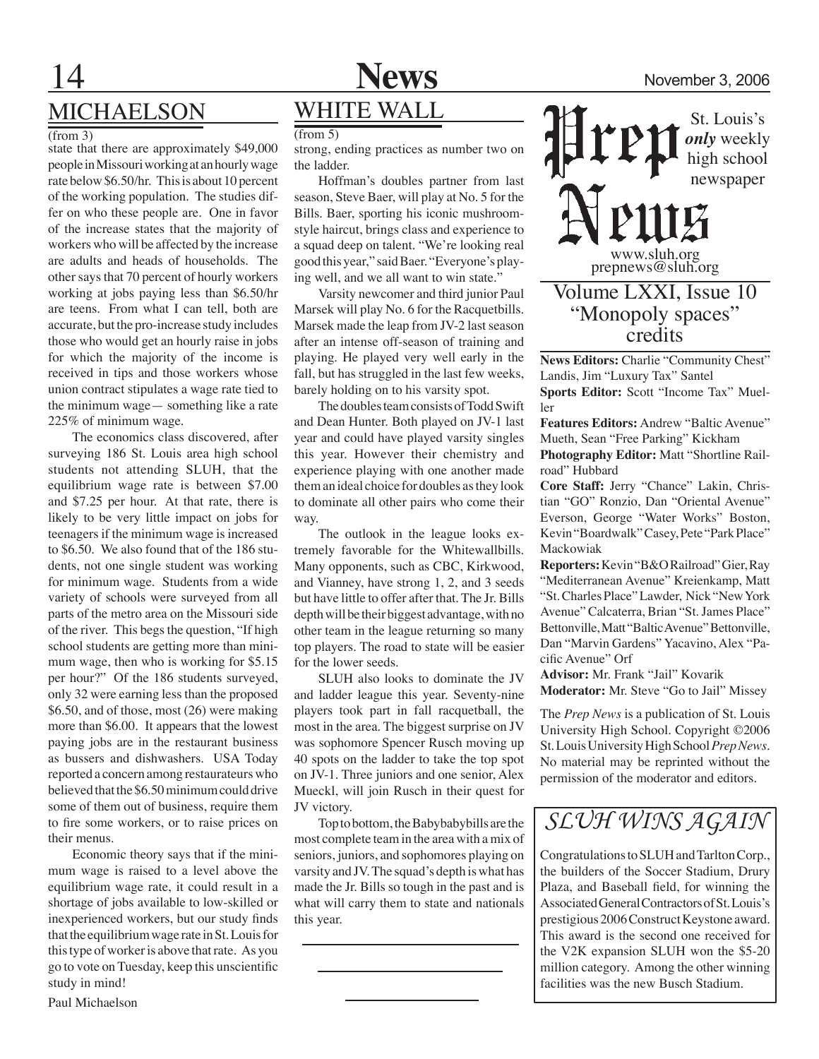## MICHAELSON

(from 3)

state that there are approximately $49,000 people in Missouri working at an hourly wage rate below $6.50/hr. This is about 10 percent of the working population. The studies differ on who these people are. One in favor of the increase states that the majority of workers who will be affected by the increase are adults and heads of households. The other says that 70 percent of hourly workers working at jobs paying less than $6.50/hr are teens. From what I can tell, both are accurate, but the pro-increase study includes those who would get an hourly raise in jobs for which the majority of the income is received in tips and those workers whose union contract stipulates a wage rate tied to the minimum wage— something like a rate 225% of minimum wage.

The economics class discovered, after surveying 186 St. Louis area high school students not attending SLUH, that the equilibrium wage rate is between $7.00 and $7.25 per hour. At that rate, there is likely to be very little impact on jobs for teenagers if the minimum wage is increased to $6.50. We also found that of the 186 students, not one single student was working for minimum wage. Students from a wide variety of schools were surveyed from all parts of the metro area on the Missouri side of the river. This begs the question, "If high school students are getting more than minimum wage, then who is working for $5.15 per hour?" Of the 186 students surveyed, only 32 were earning less than the proposed $6.50, and of those, most (26) were making more than $6.00. It appears that the lowest paying jobs are in the restaurant business as bussers and dishwashers. USA Today reported a concern among restaurateurs who believed that the $6.50 minimum could drive some of them out of business, require them to fire some workers, or to raise prices on their menus.

Economic theory says that if the minimum wage is raised to a level above the equilibrium wage rate, it could result in a shortage of jobs available to low-skilled or inexperienced workers, but our study finds that the equilibrium wage rate in St. Louis for this type of worker is above that rate. As you go to vote on Tuesday, keep this unscientific study in mind!

Paul Michaelson

## WHITE WALL

(from 5)

strong, ending practices as number two on the ladder.

Hoffman's doubles partner from last season, Steve Baer, will play at No. 5 for the Bills. Baer, sporting his iconic mushroom-style haircut, brings class and experience to a squad deep on talent. "We're looking real good this year," said Baer. "Everyone's playing well, and we all want to win state."

Varsity newcomer and third junior Paul Marsek will play No. 6 for the Racquetbills. Marsek made the leap from JV-2 last season after an intense off-season of training and playing. He played very well early in the fall, but has struggled in the last few weeks, barely holding on to his varsity spot.

The doubles team consists of Todd Swift and Dean Hunter. Both played on JV-1 last year and could have played varsity singles this year. However their chemistry and experience playing with one another made them an ideal choice for doubles as they look to dominate all other pairs who come their way.

The outlook in the league looks extremely favorable for the Whitewallbills. Many opponents, such as CBC, Kirkwood, and Vianney, have strong 1, 2, and 3 seeds but have little to offer after that. The Jr. Bills depth will be their biggest advantage, with no other team in the league returning so many top players. The road to state will be easier for the lower seeds.

SLUH also looks to dominate the JV and ladder league this year. Seventy-nine players took part in fall racquetball, the most in the area. The biggest surprise on JV was sophomore Spencer Rusch moving up 40 spots on the ladder to take the top spot on JV-1. Three juniors and one senior, Alex Mueckl, will join Rusch in their quest for JV victory.

Top to bottom, the Babybabybills are the most complete team in the area with a mix of seniors, juniors, and sophomores playing on varsity and JV. The squad's depth is what has made the Jr. Bills so tough in the past and is what will carry them to state and nationals this year.

# Prep News

St. Louis's *only* weekly high school newspaper

www.sluh.org
prepnews@sluh.org

### Volume LXXI, Issue 10
### "Monopoly spaces" credits

**News Editors:** Charlie "Community Chest" Landis, Jim "Luxury Tax" Santel

**Sports Editor:** Scott "Income Tax" Mueller

**Features Editors:** Andrew "Baltic Avenue" Mueth, Sean "Free Parking" Kickham

**Photography Editor:** Matt "Shortline Railroad" Hubbard

**Core Staff:** Jerry "Chance" Lakin, Christian "GO" Ronzio, Dan "Oriental Avenue" Everson, George "Water Works" Boston, Kevin "Boardwalk" Casey, Pete "Park Place" Mackowiak

**Reporters:** Kevin "B&O Railroad" Gier, Ray "Mediterranean Avenue" Kreienkamp, Matt "St. Charles Place" Lawder, Nick "New York Avenue" Calcaterra, Brian "St. James Place" Bettonville, Matt "Baltic Avenue" Bettonville, Dan "Marvin Gardens" Yacavino, Alex "Pacific Avenue" Orf

**Advisor:** Mr. Frank "Jail" Kovarik

**Moderator:** Mr. Steve "Go to Jail" Missey

The *Prep News* is a publication of St. Louis University High School. Copyright ©2006 St. Louis University High School *Prep News*. No material may be reprinted without the permission of the moderator and editors.

## *SLUH WINS AGAIN*

Congratulations to SLUH and Tarlton Corp., the builders of the Soccer Stadium, Drury Plaza, and Baseball field, for winning the Associated General Contractors of St. Louis's prestigious 2006 Construct Keystone award. This award is the second one received for the V2K expansion SLUH won the $5-20 million category. Among the other winning facilities was the new Busch Stadium.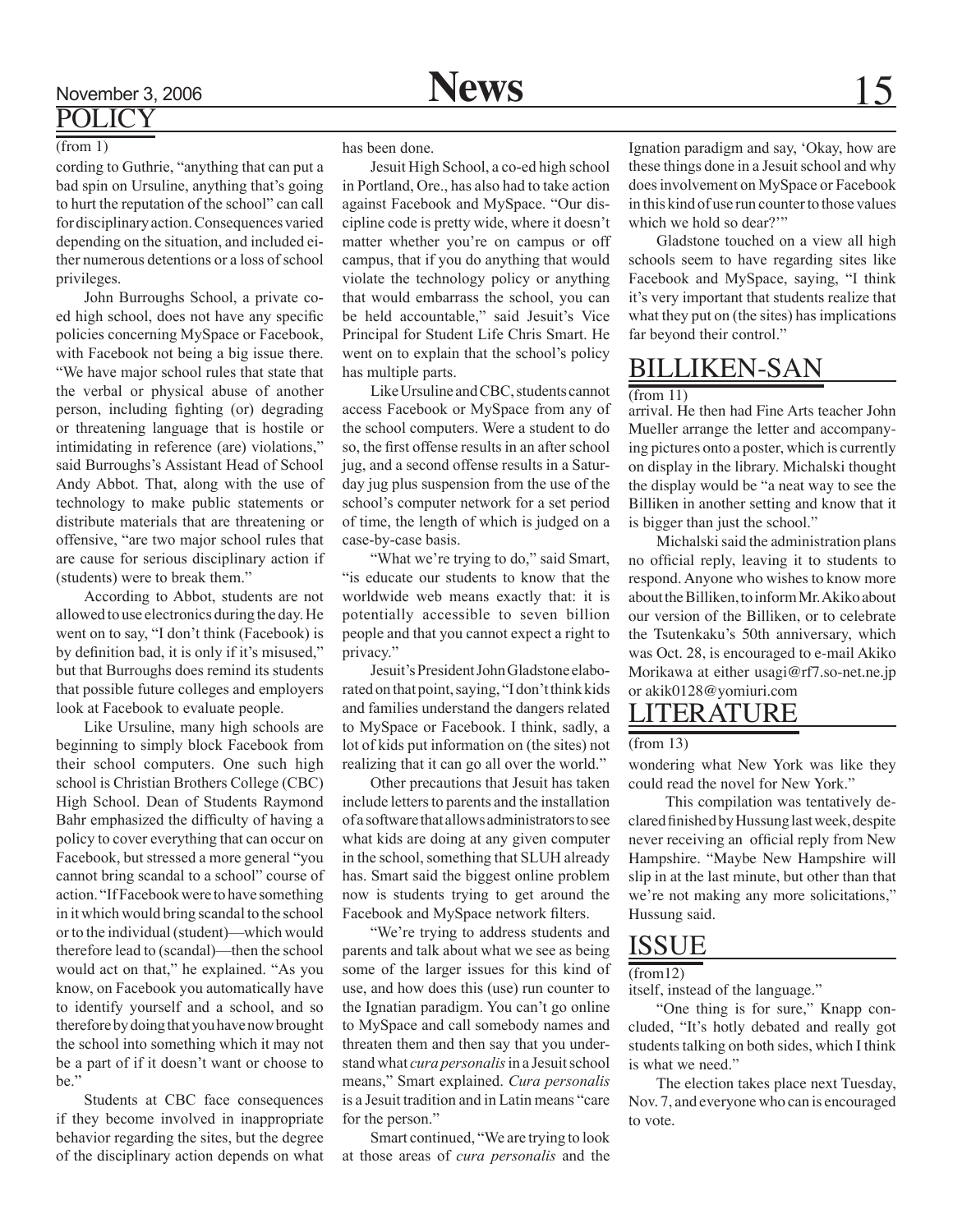## POLICY

(from 1)

cording to Guthrie, "anything that can put a bad spin on Ursuline, anything that's going to hurt the reputation of the school" can call for disciplinary action. Consequences varied depending on the situation, and included either numerous detentions or a loss of school privileges.

John Burroughs School, a private co-ed high school, does not have any specific policies concerning MySpace or Facebook, with Facebook not being a big issue there. "We have major school rules that state that the verbal or physical abuse of another person, including fighting (or) degrading or threatening language that is hostile or intimidating in reference (are) violations," said Burroughs's Assistant Head of School Andy Abbot. That, along with the use of technology to make public statements or distribute materials that are threatening or offensive, "are two major school rules that are cause for serious disciplinary action if (students) were to break them."

According to Abbot, students are not allowed to use electronics during the day. He went on to say, "I don't think (Facebook) is by definition bad, it is only if it's misused," but that Burroughs does remind its students that possible future colleges and employers look at Facebook to evaluate people.

Like Ursuline, many high schools are beginning to simply block Facebook from their school computers. One such high school is Christian Brothers College (CBC) High School. Dean of Students Raymond Bahr emphasized the difficulty of having a policy to cover everything that can occur on Facebook, but stressed a more general "you cannot bring scandal to a school" course of action. "If Facebook were to have something in it which would bring scandal to the school or to the individual (student)—which would therefore lead to (scandal)—then the school would act on that," he explained. "As you know, on Facebook you automatically have to identify yourself and a school, and so therefore by doing that you have now brought the school into something which it may not be a part of if it doesn't want or choose to be."

Students at CBC face consequences if they become involved in inappropriate behavior regarding the sites, but the degree of the disciplinary action depends on what has been done.

Jesuit High School, a co-ed high school in Portland, Ore., has also had to take action against Facebook and MySpace. "Our discipline code is pretty wide, where it doesn't matter whether you're on campus or off campus, that if you do anything that would violate the technology policy or anything that would embarrass the school, you can be held accountable," said Jesuit's Vice Principal for Student Life Chris Smart. He went on to explain that the school's policy has multiple parts.

Like Ursuline and CBC, students cannot access Facebook or MySpace from any of the school computers. Were a student to do so, the first offense results in an after school jug, and a second offense results in a Saturday jug plus suspension from the use of the school's computer network for a set period of time, the length of which is judged on a case-by-case basis.

"What we're trying to do," said Smart, "is educate our students to know that the worldwide web means exactly that: it is potentially accessible to seven billion people and that you cannot expect a right to privacy."

Jesuit's President John Gladstone elaborated on that point, saying, "I don't think kids and families understand the dangers related to MySpace or Facebook. I think, sadly, a lot of kids put information on (the sites) not realizing that it can go all over the world."

Other precautions that Jesuit has taken include letters to parents and the installation of a software that allows administrators to see what kids are doing at any given computer in the school, something that SLUH already has. Smart said the biggest online problem now is students trying to get around the Facebook and MySpace network filters.

"We're trying to address students and parents and talk about what we see as being some of the larger issues for this kind of use, and how does this (use) run counter to the Ignatian paradigm. You can't go online to MySpace and call somebody names and threaten them and then say that you understand what *cura personalis* in a Jesuit school means," Smart explained. *Cura personalis* is a Jesuit tradition and in Latin means "care for the person."

Smart continued, "We are trying to look at those areas of *cura personalis* and the Ignation paradigm and say, 'Okay, how are these things done in a Jesuit school and why does involvement on MySpace or Facebook in this kind of use run counter to those values which we hold so dear?'"

Gladstone touched on a view all high schools seem to have regarding sites like Facebook and MySpace, saying, "I think it's very important that students realize that what they put on (the sites) has implications far beyond their control."

## BILLIKEN-SAN

(from 11)

arrival. He then had Fine Arts teacher John Mueller arrange the letter and accompanying pictures onto a poster, which is currently on display in the library. Michalski thought the display would be "a neat way to see the Billiken in another setting and know that it is bigger than just the school."

Michalski said the administration plans no official reply, leaving it to students to respond. Anyone who wishes to know more about the Billiken, to inform Mr. Akiko about our version of the Billiken, or to celebrate the Tsutenkaku's 50th anniversary, which was Oct. 28, is encouraged to e-mail Akiko Morikawa at either usagi@rf7.so-net.ne.jp or akik0128@yomiuri.com

## LITERATURE

(from 13)

wondering what New York was like they could read the novel for New York."

This compilation was tentatively declared finished by Hussung last week, despite never receiving an official reply from New Hampshire. "Maybe New Hampshire will slip in at the last minute, but other than that we're not making any more solicitations," Hussung said.

## ISSUE

(from12)

itself, instead of the language."

"One thing is for sure," Knapp concluded, "It's hotly debated and really got students talking on both sides, which I think is what we need."

The election takes place next Tuesday, Nov. 7, and everyone who can is encouraged to vote.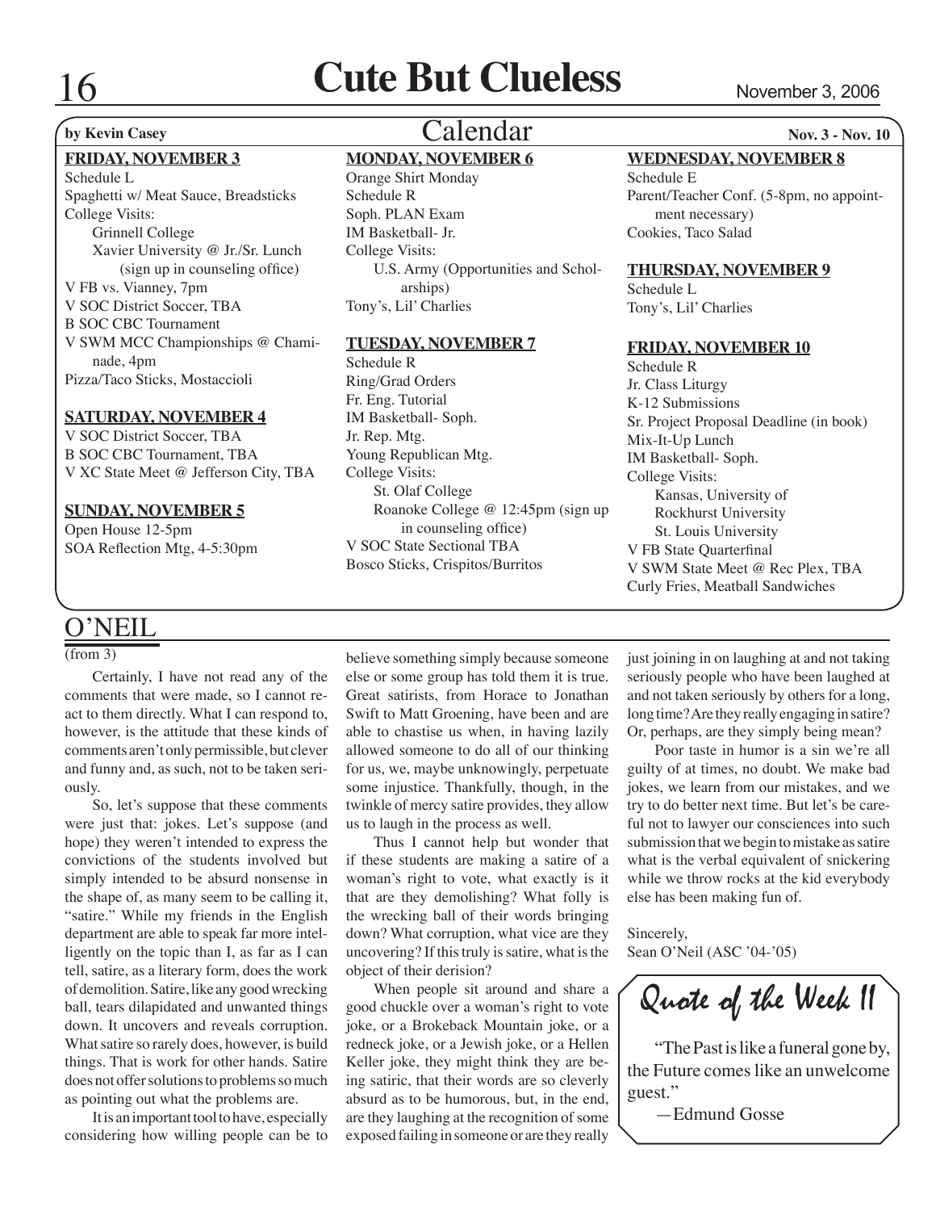# Cute But Clueless

## Calendar

by Kevin Casey

Nov. 3 - Nov. 10

**FRIDAY, NOVEMBER 3**

Schedule L
Spaghetti w/ Meat Sauce, Breadsticks
College Visits:
Grinnell College
Xavier University @ Jr./Sr. Lunch (sign up in counseling office)
V FB vs. Vianney, 7pm
V SOC District Soccer, TBA
B SOC CBC Tournament
V SWM MCC Championships @ Chaminade, 4pm
Pizza/Taco Sticks, Mostaccioli

**SATURDAY, NOVEMBER 4**

V SOC District Soccer, TBA
B SOC CBC Tournament, TBA
V XC State Meet @ Jefferson City, TBA

**SUNDAY, NOVEMBER 5**

Open House 12-5pm
SOA Reflection Mtg, 4-5:30pm

**MONDAY, NOVEMBER 6**

Orange Shirt Monday
Schedule R
Soph. PLAN Exam
IM Basketball- Jr.
College Visits:
U.S. Army (Opportunities and Scholarships)
Tony's, Lil' Charlies

**TUESDAY, NOVEMBER 7**

Schedule R
Ring/Grad Orders
Fr. Eng. Tutorial
IM Basketball- Soph.
Jr. Rep. Mtg.
Young Republican Mtg.
College Visits:
St. Olaf College
Roanoke College @ 12:45pm (sign up in counseling office)
V SOC State Sectional TBA
Bosco Sticks, Crispitos/Burritos

**WEDNESDAY, NOVEMBER 8**

Schedule E
Parent/Teacher Conf. (5-8pm, no appointment necessary)
Cookies, Taco Salad

**THURSDAY, NOVEMBER 9**

Schedule L
Tony's, Lil' Charlies

**FRIDAY, NOVEMBER 10**

Schedule R
Jr. Class Liturgy
K-12 Submissions
Sr. Project Proposal Deadline (in book)
Mix-It-Up Lunch
IM Basketball- Soph.
College Visits:
Kansas, University of
Rockhurst University
St. Louis University
V FB State Quarterfinal
V SWM State Meet @ Rec Plex, TBA
Curly Fries, Meatball Sandwiches

## O'NEIL

(from 3)

Certainly, I have not read any of the comments that were made, so I cannot react to them directly. What I can respond to, however, is the attitude that these kinds of comments aren't only permissible, but clever and funny and, as such, not to be taken seriously.

So, let's suppose that these comments were just that: jokes. Let's suppose (and hope) they weren't intended to express the convictions of the students involved but simply intended to be absurd nonsense in the shape of, as many seem to be calling it, "satire." While my friends in the English department are able to speak far more intelligently on the topic than I, as far as I can tell, satire, as a literary form, does the work of demolition. Satire, like any good wrecking ball, tears dilapidated and unwanted things down. It uncovers and reveals corruption. What satire so rarely does, however, is build things. That is work for other hands. Satire does not offer solutions to problems so much as pointing out what the problems are.

It is an important tool to have, especially considering how willing people can be to believe something simply because someone else or some group has told them it is true. Great satirists, from Horace to Jonathan Swift to Matt Groening, have been and are able to chastise us when, in having lazily allowed someone to do all of our thinking for us, we, maybe unknowingly, perpetuate some injustice. Thankfully, though, in the twinkle of mercy satire provides, they allow us to laugh in the process as well.

Thus I cannot help but wonder that if these students are making a satire of a woman's right to vote, what exactly is it that are they demolishing? What folly is the wrecking ball of their words bringing down? What corruption, what vice are they uncovering? If this truly is satire, what is the object of their derision?

When people sit around and share a good chuckle over a woman's right to vote joke, or a Brokeback Mountain joke, or a redneck joke, or a Jewish joke, or a Hellen Keller joke, they might think they are being satiric, that their words are so cleverly absurd as to be humorous, but, in the end, are they laughing at the recognition of some exposed failing in someone or are they really just joining in on laughing at and not taking seriously people who have been laughed at and not taken seriously by others for a long, long time? Are they really engaging in satire? Or, perhaps, are they simply being mean?

Poor taste in humor is a sin we're all guilty of at times, no doubt. We make bad jokes, we learn from our mistakes, and we try to do better next time. But let's be careful not to lawyer our consciences into such submission that we begin to mistake as satire what is the verbal equivalent of snickering while we throw rocks at the kid everybody else has been making fun of.

Sincerely,
Sean O'Neil (ASC '04-'05)

### Quote of the Week II

"The Past is like a funeral gone by, the Future comes like an unwelcome guest."

—Edmund Gosse